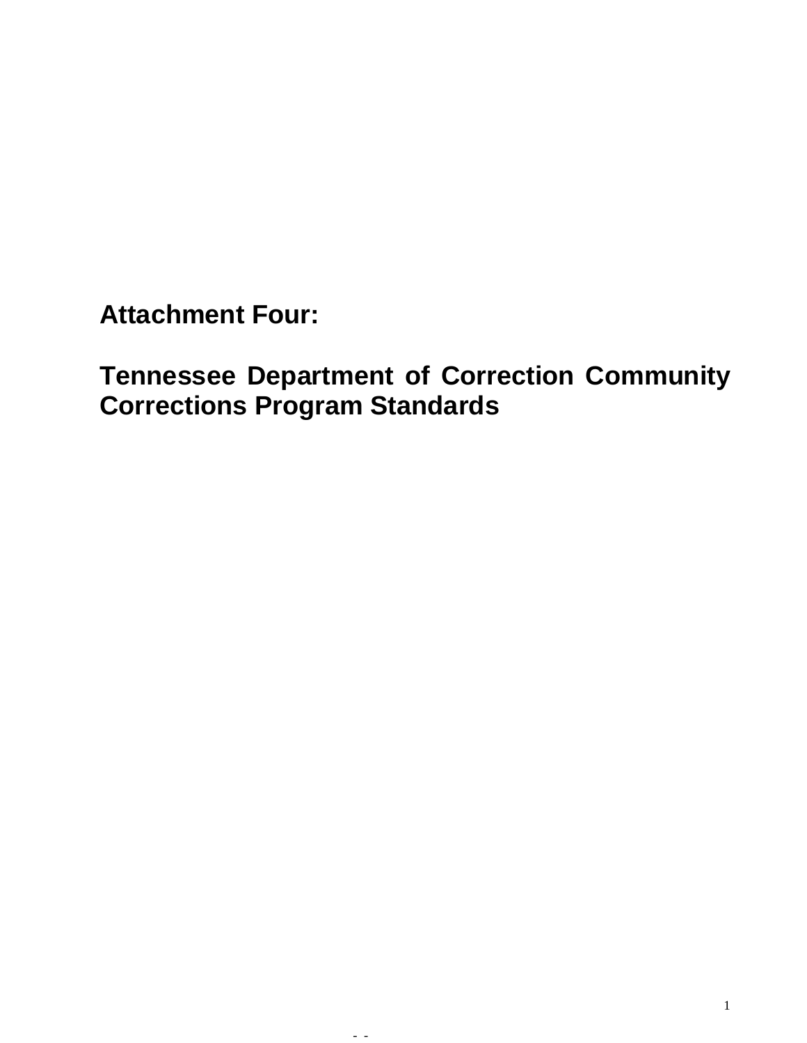# Attachment Four:

# Tennessee Department of Correction Community Corrections Program Standards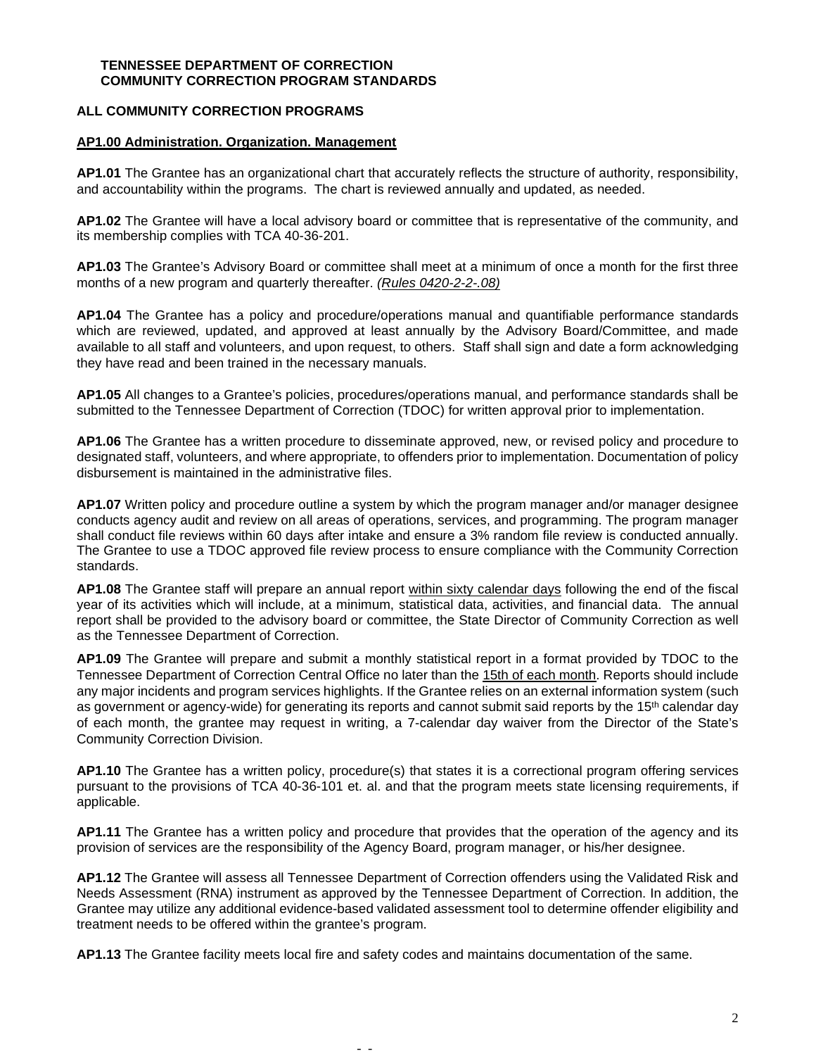**TENNESSEE DEPARTMENT OF CORRECTION**
**COMMUNITY CORRECTION PROGRAM STANDARDS**

**ALL COMMUNITY CORRECTION PROGRAMS**

**AP1.00 Administration. Organization. Management**

**AP1.01** The Grantee has an organizational chart that accurately reflects the structure of authority, responsibility, and accountability within the programs. The chart is reviewed annually and updated, as needed.

**AP1.02** The Grantee will have a local advisory board or committee that is representative of the community, and its membership complies with TCA 40-36-201.

**AP1.03** The Grantee's Advisory Board or committee shall meet at a minimum of once a month for the first three months of a new program and quarterly thereafter. *(Rules 0420-2-2-.08)*

**AP1.04** The Grantee has a policy and procedure/operations manual and quantifiable performance standards which are reviewed, updated, and approved at least annually by the Advisory Board/Committee, and made available to all staff and volunteers, and upon request, to others. Staff shall sign and date a form acknowledging they have read and been trained in the necessary manuals.

**AP1.05** All changes to a Grantee's policies, procedures/operations manual, and performance standards shall be submitted to the Tennessee Department of Correction (TDOC) for written approval prior to implementation.

**AP1.06** The Grantee has a written procedure to disseminate approved, new, or revised policy and procedure to designated staff, volunteers, and where appropriate, to offenders prior to implementation. Documentation of policy disbursement is maintained in the administrative files.

**AP1.07** Written policy and procedure outline a system by which the program manager and/or manager designee conducts agency audit and review on all areas of operations, services, and programming. The program manager shall conduct file reviews within 60 days after intake and ensure a 3% random file review is conducted annually. The Grantee to use a TDOC approved file review process to ensure compliance with the Community Correction standards.

**AP1.08** The Grantee staff will prepare an annual report within sixty calendar days following the end of the fiscal year of its activities which will include, at a minimum, statistical data, activities, and financial data. The annual report shall be provided to the advisory board or committee, the State Director of Community Correction as well as the Tennessee Department of Correction.

**AP1.09** The Grantee will prepare and submit a monthly statistical report in a format provided by TDOC to the Tennessee Department of Correction Central Office no later than the 15th of each month. Reports should include any major incidents and program services highlights. If the Grantee relies on an external information system (such as government or agency-wide) for generating its reports and cannot submit said reports by the 15th calendar day of each month, the grantee may request in writing, a 7-calendar day waiver from the Director of the State's Community Correction Division.

**AP1.10** The Grantee has a written policy, procedure(s) that states it is a correctional program offering services pursuant to the provisions of TCA 40-36-101 et. al. and that the program meets state licensing requirements, if applicable.

**AP1.11** The Grantee has a written policy and procedure that provides that the operation of the agency and its provision of services are the responsibility of the Agency Board, program manager, or his/her designee.

**AP1.12** The Grantee will assess all Tennessee Department of Correction offenders using the Validated Risk and Needs Assessment (RNA) instrument as approved by the Tennessee Department of Correction. In addition, the Grantee may utilize any additional evidence-based validated assessment tool to determine offender eligibility and treatment needs to be offered within the grantee's program.

**AP1.13** The Grantee facility meets local fire and safety codes and maintains documentation of the same.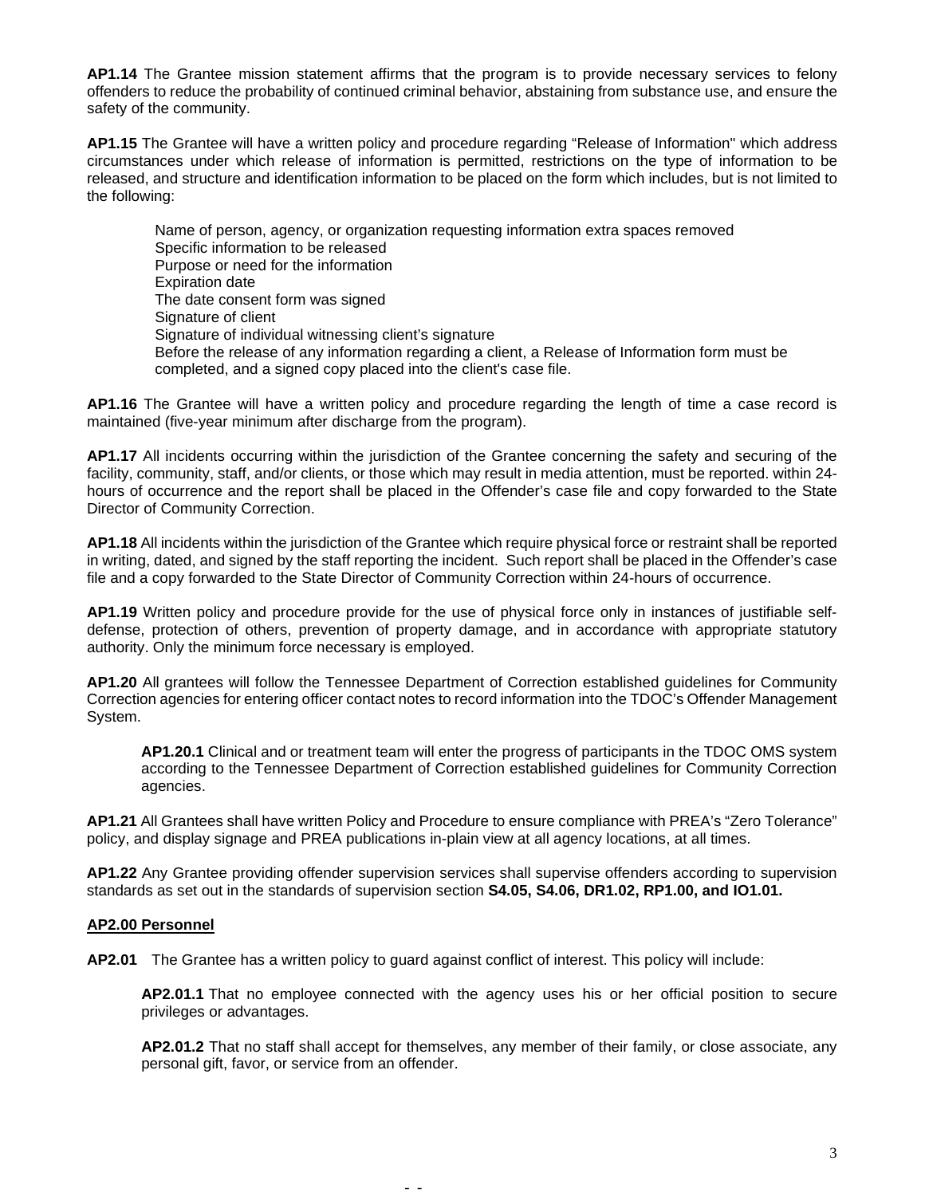**AP1.14** The Grantee mission statement affirms that the program is to provide necessary services to felony offenders to reduce the probability of continued criminal behavior, abstaining from substance use, and ensure the safety of the community.

**AP1.15** The Grantee will have a written policy and procedure regarding "Release of Information" which address circumstances under which release of information is permitted, restrictions on the type of information to be released, and structure and identification information to be placed on the form which includes, but is not limited to the following:

Name of person, agency, or organization requesting information extra spaces removed
Specific information to be released
Purpose or need for the information
Expiration date
The date consent form was signed
Signature of client
Signature of individual witnessing client's signature
Before the release of any information regarding a client, a Release of Information form must be completed, and a signed copy placed into the client's case file.

**AP1.16** The Grantee will have a written policy and procedure regarding the length of time a case record is maintained (five-year minimum after discharge from the program).

**AP1.17** All incidents occurring within the jurisdiction of the Grantee concerning the safety and securing of the facility, community, staff, and/or clients, or those which may result in media attention, must be reported. within 24-hours of occurrence and the report shall be placed in the Offender's case file and copy forwarded to the State Director of Community Correction.

**AP1.18** All incidents within the jurisdiction of the Grantee which require physical force or restraint shall be reported in writing, dated, and signed by the staff reporting the incident. Such report shall be placed in the Offender's case file and a copy forwarded to the State Director of Community Correction within 24-hours of occurrence.

**AP1.19** Written policy and procedure provide for the use of physical force only in instances of justifiable self-defense, protection of others, prevention of property damage, and in accordance with appropriate statutory authority. Only the minimum force necessary is employed.

**AP1.20** All grantees will follow the Tennessee Department of Correction established guidelines for Community Correction agencies for entering officer contact notes to record information into the TDOC's Offender Management System.

**AP1.20.1** Clinical and or treatment team will enter the progress of participants in the TDOC OMS system according to the Tennessee Department of Correction established guidelines for Community Correction agencies.

**AP1.21** All Grantees shall have written Policy and Procedure to ensure compliance with PREA's "Zero Tolerance" policy, and display signage and PREA publications in-plain view at all agency locations, at all times.

**AP1.22** Any Grantee providing offender supervision services shall supervise offenders according to supervision standards as set out in the standards of supervision section **S4.05, S4.06, DR1.02, RP1.00, and IO1.01.**

## AP2.00 Personnel

**AP2.01** The Grantee has a written policy to guard against conflict of interest. This policy will include:

**AP2.01.1** That no employee connected with the agency uses his or her official position to secure privileges or advantages.

**AP2.01.2** That no staff shall accept for themselves, any member of their family, or close associate, any personal gift, favor, or service from an offender.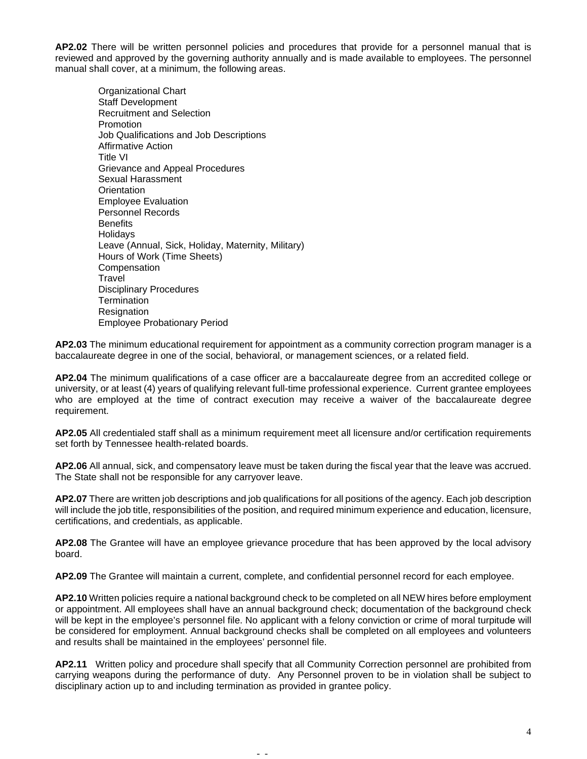**AP2.02** There will be written personnel policies and procedures that provide for a personnel manual that is reviewed and approved by the governing authority annually and is made available to employees. The personnel manual shall cover, at a minimum, the following areas.

- Organizational Chart
- Staff Development
- Recruitment and Selection
- Promotion
- Job Qualifications and Job Descriptions
- Affirmative Action
- Title VI
- Grievance and Appeal Procedures
- Sexual Harassment
- Orientation
- Employee Evaluation
- Personnel Records
- Benefits
- Holidays
- Leave (Annual, Sick, Holiday, Maternity, Military)
- Hours of Work (Time Sheets)
- Compensation
- Travel
- Disciplinary Procedures
- Termination
- Resignation
- Employee Probationary Period

**AP2.03** The minimum educational requirement for appointment as a community correction program manager is a baccalaureate degree in one of the social, behavioral, or management sciences, or a related field.

**AP2.04** The minimum qualifications of a case officer are a baccalaureate degree from an accredited college or university, or at least (4) years of qualifying relevant full-time professional experience. Current grantee employees who are employed at the time of contract execution may receive a waiver of the baccalaureate degree requirement.

**AP2.05** All credentialed staff shall as a minimum requirement meet all licensure and/or certification requirements set forth by Tennessee health-related boards.

**AP2.06** All annual, sick, and compensatory leave must be taken during the fiscal year that the leave was accrued. The State shall not be responsible for any carryover leave.

**AP2.07** There are written job descriptions and job qualifications for all positions of the agency. Each job description will include the job title, responsibilities of the position, and required minimum experience and education, licensure, certifications, and credentials, as applicable.

**AP2.08** The Grantee will have an employee grievance procedure that has been approved by the local advisory board.

**AP2.09** The Grantee will maintain a current, complete, and confidential personnel record for each employee.

**AP2.10** Written policies require a national background check to be completed on all NEW hires before employment or appointment. All employees shall have an annual background check; documentation of the background check will be kept in the employee's personnel file. No applicant with a felony conviction or crime of moral turpitude will be considered for employment. Annual background checks shall be completed on all employees and volunteers and results shall be maintained in the employees' personnel file.

**AP2.11** Written policy and procedure shall specify that all Community Correction personnel are prohibited from carrying weapons during the performance of duty. Any Personnel proven to be in violation shall be subject to disciplinary action up to and including termination as provided in grantee policy.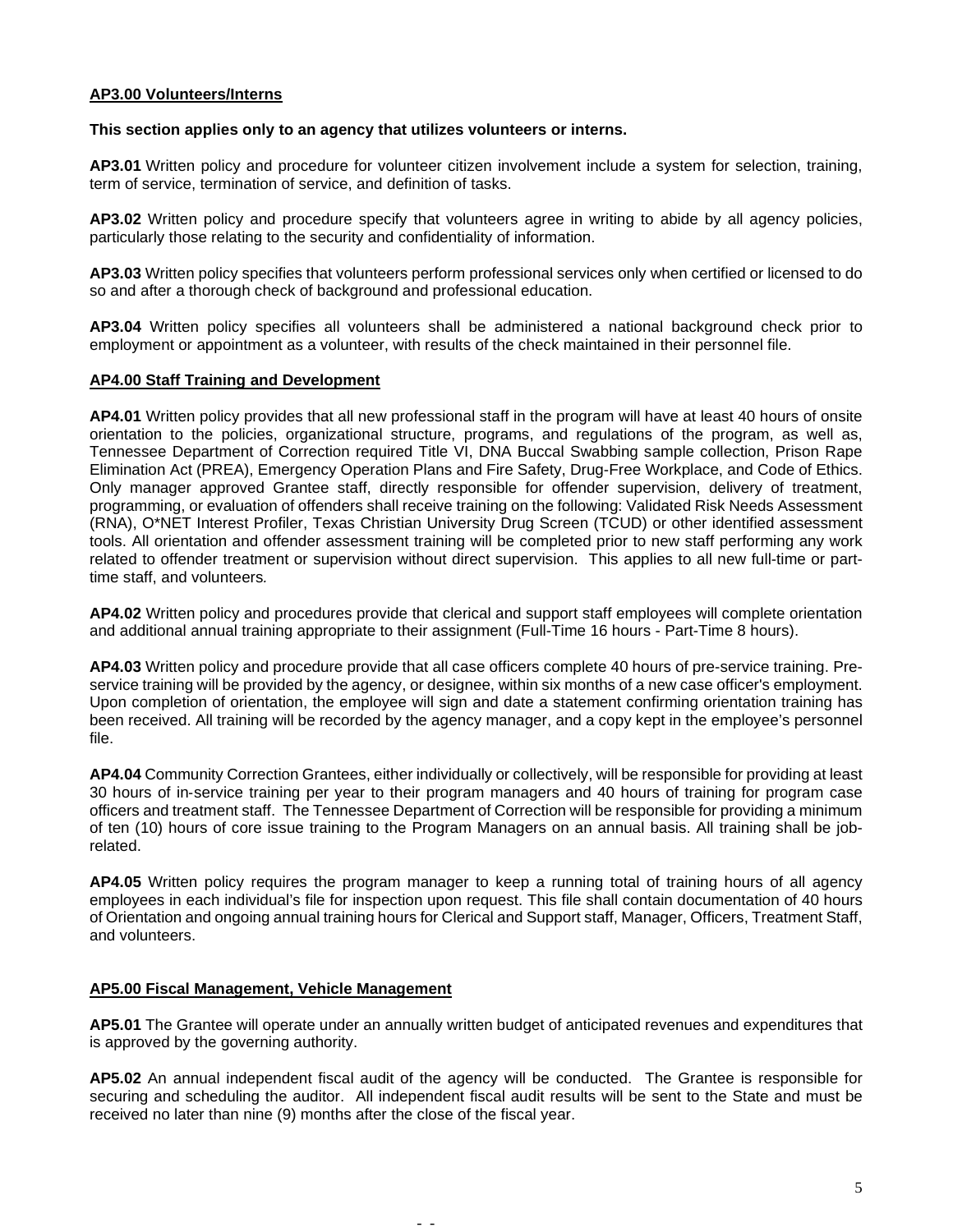## AP3.00 Volunteers/Interns

**This section applies only to an agency that utilizes volunteers or interns.**

**AP3.01** Written policy and procedure for volunteer citizen involvement include a system for selection, training, term of service, termination of service, and definition of tasks.

**AP3.02** Written policy and procedure specify that volunteers agree in writing to abide by all agency policies, particularly those relating to the security and confidentiality of information.

**AP3.03** Written policy specifies that volunteers perform professional services only when certified or licensed to do so and after a thorough check of background and professional education.

**AP3.04** Written policy specifies all volunteers shall be administered a national background check prior to employment or appointment as a volunteer, with results of the check maintained in their personnel file.

## AP4.00 Staff Training and Development

**AP4.01** Written policy provides that all new professional staff in the program will have at least 40 hours of onsite orientation to the policies, organizational structure, programs, and regulations of the program, as well as, Tennessee Department of Correction required Title VI, DNA Buccal Swabbing sample collection, Prison Rape Elimination Act (PREA), Emergency Operation Plans and Fire Safety, Drug-Free Workplace, and Code of Ethics. Only manager approved Grantee staff, directly responsible for offender supervision, delivery of treatment, programming, or evaluation of offenders shall receive training on the following: Validated Risk Needs Assessment (RNA), O*NET Interest Profiler, Texas Christian University Drug Screen (TCUD) or other identified assessment tools. All orientation and offender assessment training will be completed prior to new staff performing any work related to offender treatment or supervision without direct supervision. This applies to all new full-time or part-time staff, and volunteers.

**AP4.02** Written policy and procedures provide that clerical and support staff employees will complete orientation and additional annual training appropriate to their assignment (Full-Time 16 hours - Part-Time 8 hours).

**AP4.03** Written policy and procedure provide that all case officers complete 40 hours of pre-service training. Pre-service training will be provided by the agency, or designee, within six months of a new case officer's employment. Upon completion of orientation, the employee will sign and date a statement confirming orientation training has been received. All training will be recorded by the agency manager, and a copy kept in the employee's personnel file.

**AP4.04** Community Correction Grantees, either individually or collectively, will be responsible for providing at least 30 hours of in-service training per year to their program managers and 40 hours of training for program case officers and treatment staff. The Tennessee Department of Correction will be responsible for providing a minimum of ten (10) hours of core issue training to the Program Managers on an annual basis. All training shall be job-related.

**AP4.05** Written policy requires the program manager to keep a running total of training hours of all agency employees in each individual's file for inspection upon request. This file shall contain documentation of 40 hours of Orientation and ongoing annual training hours for Clerical and Support staff, Manager, Officers, Treatment Staff, and volunteers.

## AP5.00 Fiscal Management, Vehicle Management

**AP5.01** The Grantee will operate under an annually written budget of anticipated revenues and expenditures that is approved by the governing authority.

**AP5.02** An annual independent fiscal audit of the agency will be conducted. The Grantee is responsible for securing and scheduling the auditor. All independent fiscal audit results will be sent to the State and must be received no later than nine (9) months after the close of the fiscal year.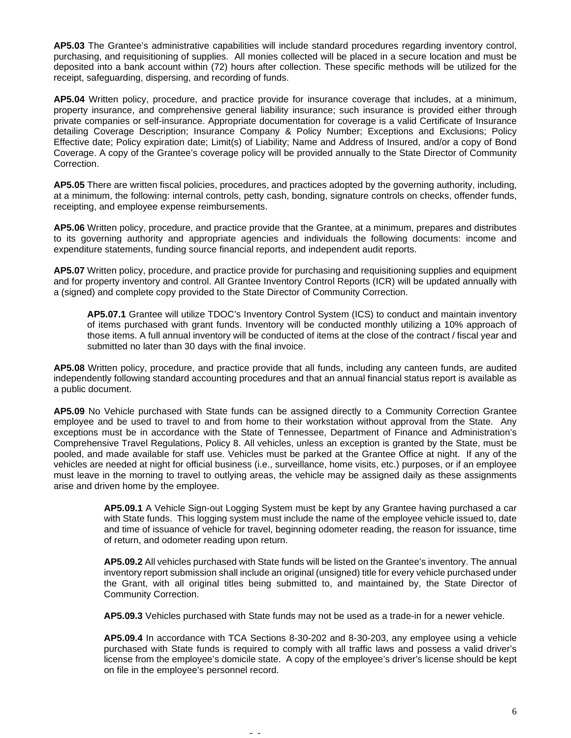**AP5.03** The Grantee's administrative capabilities will include standard procedures regarding inventory control, purchasing, and requisitioning of supplies. All monies collected will be placed in a secure location and must be deposited into a bank account within (72) hours after collection. These specific methods will be utilized for the receipt, safeguarding, dispersing, and recording of funds.

**AP5.04** Written policy, procedure, and practice provide for insurance coverage that includes, at a minimum, property insurance, and comprehensive general liability insurance; such insurance is provided either through private companies or self-insurance. Appropriate documentation for coverage is a valid Certificate of Insurance detailing Coverage Description; Insurance Company & Policy Number; Exceptions and Exclusions; Policy Effective date; Policy expiration date; Limit(s) of Liability; Name and Address of Insured, and/or a copy of Bond Coverage. A copy of the Grantee's coverage policy will be provided annually to the State Director of Community Correction.

**AP5.05** There are written fiscal policies, procedures, and practices adopted by the governing authority, including, at a minimum, the following: internal controls, petty cash, bonding, signature controls on checks, offender funds, receipting, and employee expense reimbursements.

**AP5.06** Written policy, procedure, and practice provide that the Grantee, at a minimum, prepares and distributes to its governing authority and appropriate agencies and individuals the following documents: income and expenditure statements, funding source financial reports, and independent audit reports.

**AP5.07** Written policy, procedure, and practice provide for purchasing and requisitioning supplies and equipment and for property inventory and control. All Grantee Inventory Control Reports (ICR) will be updated annually with a (signed) and complete copy provided to the State Director of Community Correction.

> **AP5.07.1** Grantee will utilize TDOC's Inventory Control System (ICS) to conduct and maintain inventory of items purchased with grant funds. Inventory will be conducted monthly utilizing a 10% approach of those items. A full annual inventory will be conducted of items at the close of the contract / fiscal year and submitted no later than 30 days with the final invoice.

**AP5.08** Written policy, procedure, and practice provide that all funds, including any canteen funds, are audited independently following standard accounting procedures and that an annual financial status report is available as a public document.

**AP5.09** No Vehicle purchased with State funds can be assigned directly to a Community Correction Grantee employee and be used to travel to and from home to their workstation without approval from the State. Any exceptions must be in accordance with the State of Tennessee, Department of Finance and Administration's Comprehensive Travel Regulations, Policy 8. All vehicles, unless an exception is granted by the State, must be pooled, and made available for staff use. Vehicles must be parked at the Grantee Office at night. If any of the vehicles are needed at night for official business (i.e., surveillance, home visits, etc.) purposes, or if an employee must leave in the morning to travel to outlying areas, the vehicle may be assigned daily as these assignments arise and driven home by the employee.

> **AP5.09.1** A Vehicle Sign-out Logging System must be kept by any Grantee having purchased a car with State funds. This logging system must include the name of the employee vehicle issued to, date and time of issuance of vehicle for travel, beginning odometer reading, the reason for issuance, time of return, and odometer reading upon return.
>
> **AP5.09.2** All vehicles purchased with State funds will be listed on the Grantee's inventory. The annual inventory report submission shall include an original (unsigned) title for every vehicle purchased under the Grant, with all original titles being submitted to, and maintained by, the State Director of Community Correction.
>
> **AP5.09.3** Vehicles purchased with State funds may not be used as a trade-in for a newer vehicle.
>
> **AP5.09.4** In accordance with TCA Sections 8-30-202 and 8-30-203, any employee using a vehicle purchased with State funds is required to comply with all traffic laws and possess a valid driver's license from the employee's domicile state. A copy of the employee's driver's license should be kept on file in the employee's personnel record.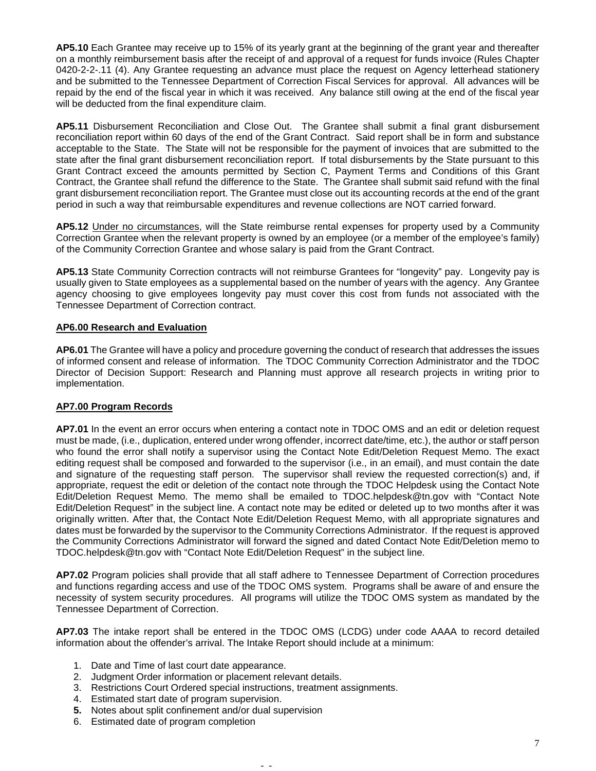**AP5.10** Each Grantee may receive up to 15% of its yearly grant at the beginning of the grant year and thereafter on a monthly reimbursement basis after the receipt of and approval of a request for funds invoice (Rules Chapter 0420-2-2-.11 (4). Any Grantee requesting an advance must place the request on Agency letterhead stationery and be submitted to the Tennessee Department of Correction Fiscal Services for approval. All advances will be repaid by the end of the fiscal year in which it was received. Any balance still owing at the end of the fiscal year will be deducted from the final expenditure claim.

**AP5.11** Disbursement Reconciliation and Close Out. The Grantee shall submit a final grant disbursement reconciliation report within 60 days of the end of the Grant Contract. Said report shall be in form and substance acceptable to the State. The State will not be responsible for the payment of invoices that are submitted to the state after the final grant disbursement reconciliation report. If total disbursements by the State pursuant to this Grant Contract exceed the amounts permitted by Section C, Payment Terms and Conditions of this Grant Contract, the Grantee shall refund the difference to the State. The Grantee shall submit said refund with the final grant disbursement reconciliation report. The Grantee must close out its accounting records at the end of the grant period in such a way that reimbursable expenditures and revenue collections are NOT carried forward.

**AP5.12** Under no circumstances, will the State reimburse rental expenses for property used by a Community Correction Grantee when the relevant property is owned by an employee (or a member of the employee's family) of the Community Correction Grantee and whose salary is paid from the Grant Contract.

**AP5.13** State Community Correction contracts will not reimburse Grantees for "longevity" pay. Longevity pay is usually given to State employees as a supplemental based on the number of years with the agency. Any Grantee agency choosing to give employees longevity pay must cover this cost from funds not associated with the Tennessee Department of Correction contract.

## AP6.00 Research and Evaluation

**AP6.01** The Grantee will have a policy and procedure governing the conduct of research that addresses the issues of informed consent and release of information. The TDOC Community Correction Administrator and the TDOC Director of Decision Support: Research and Planning must approve all research projects in writing prior to implementation.

## AP7.00 Program Records

**AP7.01** In the event an error occurs when entering a contact note in TDOC OMS and an edit or deletion request must be made, (i.e., duplication, entered under wrong offender, incorrect date/time, etc.), the author or staff person who found the error shall notify a supervisor using the Contact Note Edit/Deletion Request Memo. The exact editing request shall be composed and forwarded to the supervisor (i.e., in an email), and must contain the date and signature of the requesting staff person. The supervisor shall review the requested correction(s) and, if appropriate, request the edit or deletion of the contact note through the TDOC Helpdesk using the Contact Note Edit/Deletion Request Memo. The memo shall be emailed to TDOC.helpdesk@tn.gov with "Contact Note Edit/Deletion Request" in the subject line. A contact note may be edited or deleted up to two months after it was originally written. After that, the Contact Note Edit/Deletion Request Memo, with all appropriate signatures and dates must be forwarded by the supervisor to the Community Corrections Administrator. If the request is approved the Community Corrections Administrator will forward the signed and dated Contact Note Edit/Deletion memo to TDOC.helpdesk@tn.gov with "Contact Note Edit/Deletion Request" in the subject line.

**AP7.02** Program policies shall provide that all staff adhere to Tennessee Department of Correction procedures and functions regarding access and use of the TDOC OMS system. Programs shall be aware of and ensure the necessity of system security procedures. All programs will utilize the TDOC OMS system as mandated by the Tennessee Department of Correction.

**AP7.03** The intake report shall be entered in the TDOC OMS (LCDG) under code AAAA to record detailed information about the offender's arrival. The Intake Report should include at a minimum:

1. Date and Time of last court date appearance.
2. Judgment Order information or placement relevant details.
3. Restrictions Court Ordered special instructions, treatment assignments.
4. Estimated start date of program supervision.
5. Notes about split confinement and/or dual supervision
6. Estimated date of program completion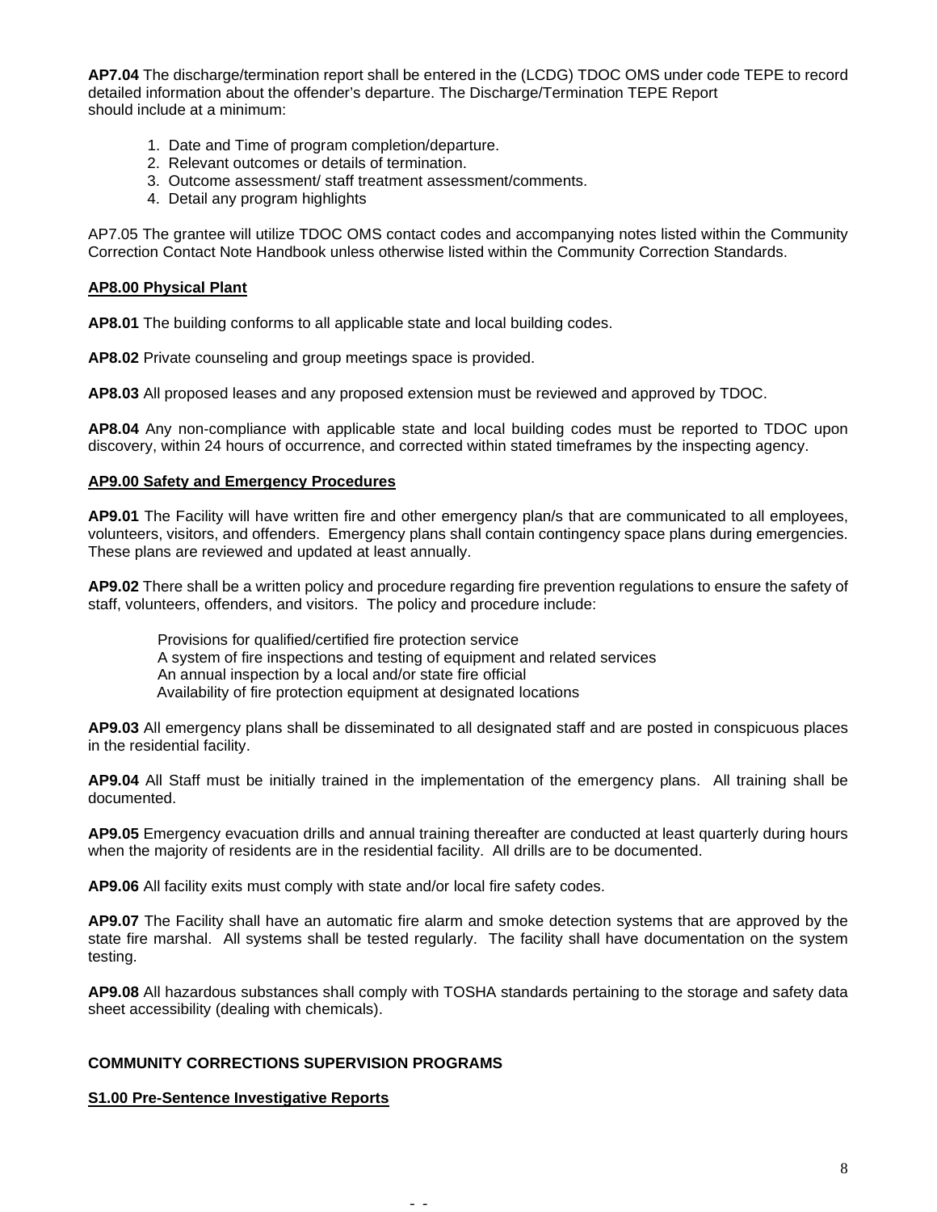**AP7.04** The discharge/termination report shall be entered in the (LCDG) TDOC OMS under code TEPE to record detailed information about the offender's departure. The Discharge/Termination TEPE Report should include at a minimum:

1. Date and Time of program completion/departure.
2. Relevant outcomes or details of termination.
3. Outcome assessment/ staff treatment assessment/comments.
4. Detail any program highlights

AP7.05 The grantee will utilize TDOC OMS contact codes and accompanying notes listed within the Community Correction Contact Note Handbook unless otherwise listed within the Community Correction Standards.

**AP8.00 Physical Plant**

**AP8.01** The building conforms to all applicable state and local building codes.

**AP8.02** Private counseling and group meetings space is provided.

**AP8.03** All proposed leases and any proposed extension must be reviewed and approved by TDOC.

**AP8.04** Any non-compliance with applicable state and local building codes must be reported to TDOC upon discovery, within 24 hours of occurrence, and corrected within stated timeframes by the inspecting agency.

**AP9.00 Safety and Emergency Procedures**

**AP9.01** The Facility will have written fire and other emergency plan/s that are communicated to all employees, volunteers, visitors, and offenders. Emergency plans shall contain contingency space plans during emergencies. These plans are reviewed and updated at least annually.

**AP9.02** There shall be a written policy and procedure regarding fire prevention regulations to ensure the safety of staff, volunteers, offenders, and visitors. The policy and procedure include:

Provisions for qualified/certified fire protection service
A system of fire inspections and testing of equipment and related services
An annual inspection by a local and/or state fire official
Availability of fire protection equipment at designated locations

**AP9.03** All emergency plans shall be disseminated to all designated staff and are posted in conspicuous places in the residential facility.

**AP9.04** All Staff must be initially trained in the implementation of the emergency plans. All training shall be documented.

**AP9.05** Emergency evacuation drills and annual training thereafter are conducted at least quarterly during hours when the majority of residents are in the residential facility. All drills are to be documented.

**AP9.06** All facility exits must comply with state and/or local fire safety codes.

**AP9.07** The Facility shall have an automatic fire alarm and smoke detection systems that are approved by the state fire marshal. All systems shall be tested regularly. The facility shall have documentation on the system testing.

**AP9.08** All hazardous substances shall comply with TOSHA standards pertaining to the storage and safety data sheet accessibility (dealing with chemicals).

**COMMUNITY CORRECTIONS SUPERVISION PROGRAMS**

**S1.00 Pre-Sentence Investigative Reports**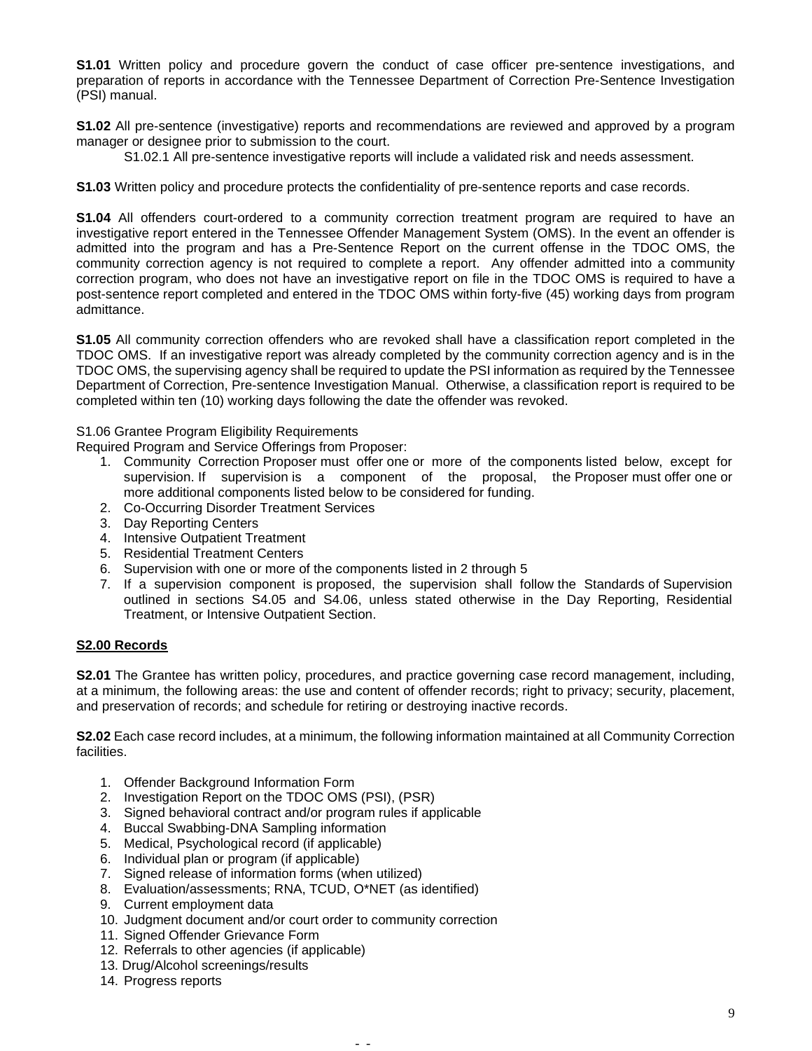**S1.01** Written policy and procedure govern the conduct of case officer pre-sentence investigations, and preparation of reports in accordance with the Tennessee Department of Correction Pre-Sentence Investigation (PSI) manual.

**S1.02** All pre-sentence (investigative) reports and recommendations are reviewed and approved by a program manager or designee prior to submission to the court.

S1.02.1 All pre-sentence investigative reports will include a validated risk and needs assessment.

**S1.03** Written policy and procedure protects the confidentiality of pre-sentence reports and case records.

**S1.04** All offenders court-ordered to a community correction treatment program are required to have an investigative report entered in the Tennessee Offender Management System (OMS). In the event an offender is admitted into the program and has a Pre-Sentence Report on the current offense in the TDOC OMS, the community correction agency is not required to complete a report. Any offender admitted into a community correction program, who does not have an investigative report on file in the TDOC OMS is required to have a post-sentence report completed and entered in the TDOC OMS within forty-five (45) working days from program admittance.

**S1.05** All community correction offenders who are revoked shall have a classification report completed in the TDOC OMS. If an investigative report was already completed by the community correction agency and is in the TDOC OMS, the supervising agency shall be required to update the PSI information as required by the Tennessee Department of Correction, Pre-sentence Investigation Manual. Otherwise, a classification report is required to be completed within ten (10) working days following the date the offender was revoked.

S1.06 Grantee Program Eligibility Requirements

Required Program and Service Offerings from Proposer:

1. Community Correction Proposer must offer one or more of the components listed below, except for supervision. If supervision is a component of the proposal, the Proposer must offer one or more additional components listed below to be considered for funding.
2. Co-Occurring Disorder Treatment Services
3. Day Reporting Centers
4. Intensive Outpatient Treatment
5. Residential Treatment Centers
6. Supervision with one or more of the components listed in 2 through 5
7. If a supervision component is proposed, the supervision shall follow the Standards of Supervision outlined in sections S4.05 and S4.06, unless stated otherwise in the Day Reporting, Residential Treatment, or Intensive Outpatient Section.

## S2.00 Records

**S2.01** The Grantee has written policy, procedures, and practice governing case record management, including, at a minimum, the following areas: the use and content of offender records; right to privacy; security, placement, and preservation of records; and schedule for retiring or destroying inactive records.

**S2.02** Each case record includes, at a minimum, the following information maintained at all Community Correction facilities.

1. Offender Background Information Form
2. Investigation Report on the TDOC OMS (PSI), (PSR)
3. Signed behavioral contract and/or program rules if applicable
4. Buccal Swabbing-DNA Sampling information
5. Medical, Psychological record (if applicable)
6. Individual plan or program (if applicable)
7. Signed release of information forms (when utilized)
8. Evaluation/assessments; RNA, TCUD, O*NET (as identified)
9. Current employment data
10. Judgment document and/or court order to community correction
11. Signed Offender Grievance Form
12. Referrals to other agencies (if applicable)
13. Drug/Alcohol screenings/results
14. Progress reports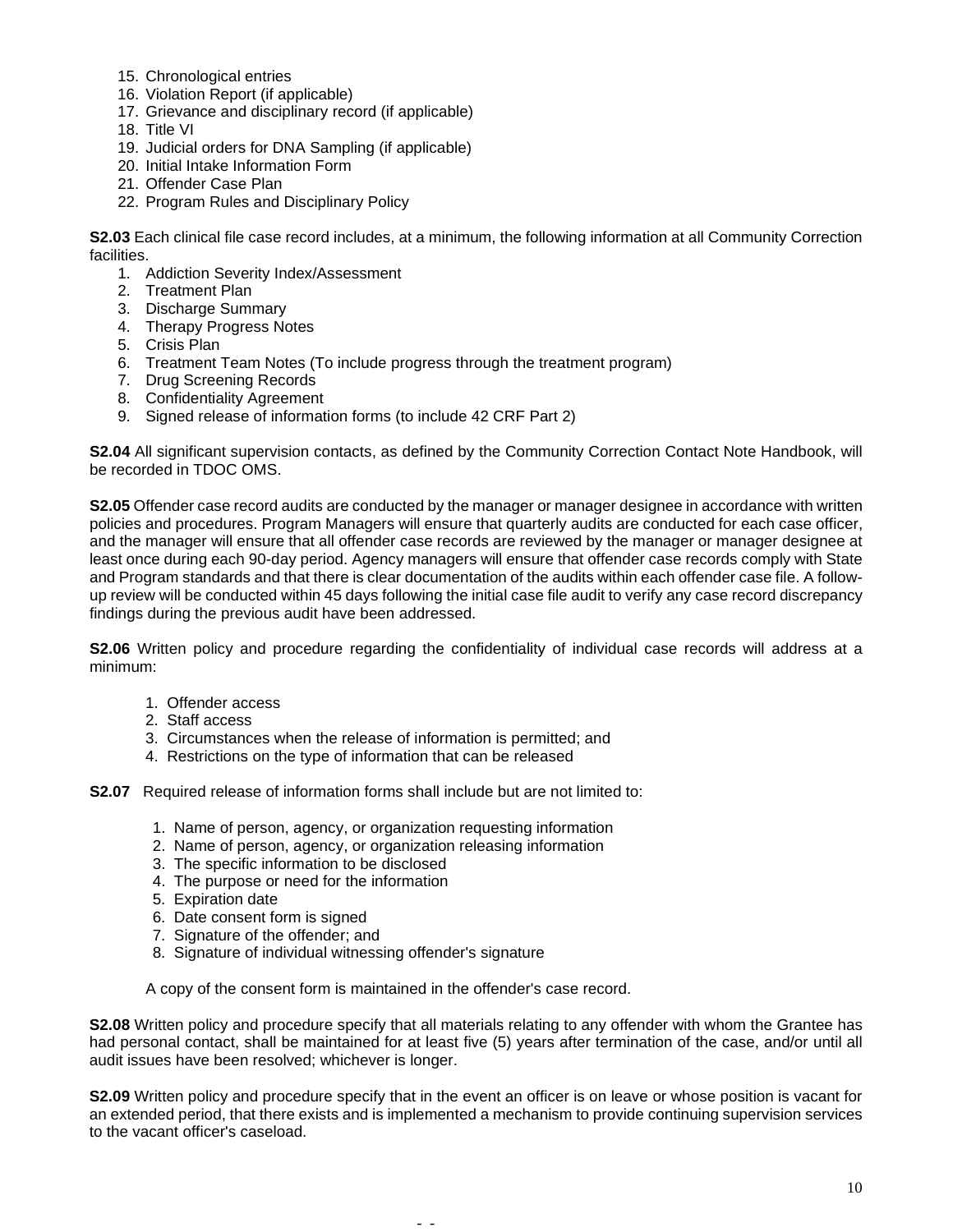15. Chronological entries
16. Violation Report (if applicable)
17. Grievance and disciplinary record (if applicable)
18. Title VI
19. Judicial orders for DNA Sampling (if applicable)
20. Initial Intake Information Form
21. Offender Case Plan
22. Program Rules and Disciplinary Policy

**S2.03** Each clinical file case record includes, at a minimum, the following information at all Community Correction facilities.

1. Addiction Severity Index/Assessment
2. Treatment Plan
3. Discharge Summary
4. Therapy Progress Notes
5. Crisis Plan
6. Treatment Team Notes (To include progress through the treatment program)
7. Drug Screening Records
8. Confidentiality Agreement
9. Signed release of information forms (to include 42 CRF Part 2)

**S2.04** All significant supervision contacts, as defined by the Community Correction Contact Note Handbook, will be recorded in TDOC OMS.

**S2.05** Offender case record audits are conducted by the manager or manager designee in accordance with written policies and procedures. Program Managers will ensure that quarterly audits are conducted for each case officer, and the manager will ensure that all offender case records are reviewed by the manager or manager designee at least once during each 90-day period. Agency managers will ensure that offender case records comply with State and Program standards and that there is clear documentation of the audits within each offender case file. A follow-up review will be conducted within 45 days following the initial case file audit to verify any case record discrepancy findings during the previous audit have been addressed.

**S2.06** Written policy and procedure regarding the confidentiality of individual case records will address at a minimum:

1. Offender access
2. Staff access
3. Circumstances when the release of information is permitted; and
4. Restrictions on the type of information that can be released

**S2.07** Required release of information forms shall include but are not limited to:

1. Name of person, agency, or organization requesting information
2. Name of person, agency, or organization releasing information
3. The specific information to be disclosed
4. The purpose or need for the information
5. Expiration date
6. Date consent form is signed
7. Signature of the offender; and
8. Signature of individual witnessing offender's signature

A copy of the consent form is maintained in the offender's case record.

**S2.08** Written policy and procedure specify that all materials relating to any offender with whom the Grantee has had personal contact, shall be maintained for at least five (5) years after termination of the case, and/or until all audit issues have been resolved; whichever is longer.

**S2.09** Written policy and procedure specify that in the event an officer is on leave or whose position is vacant for an extended period, that there exists and is implemented a mechanism to provide continuing supervision services to the vacant officer's caseload.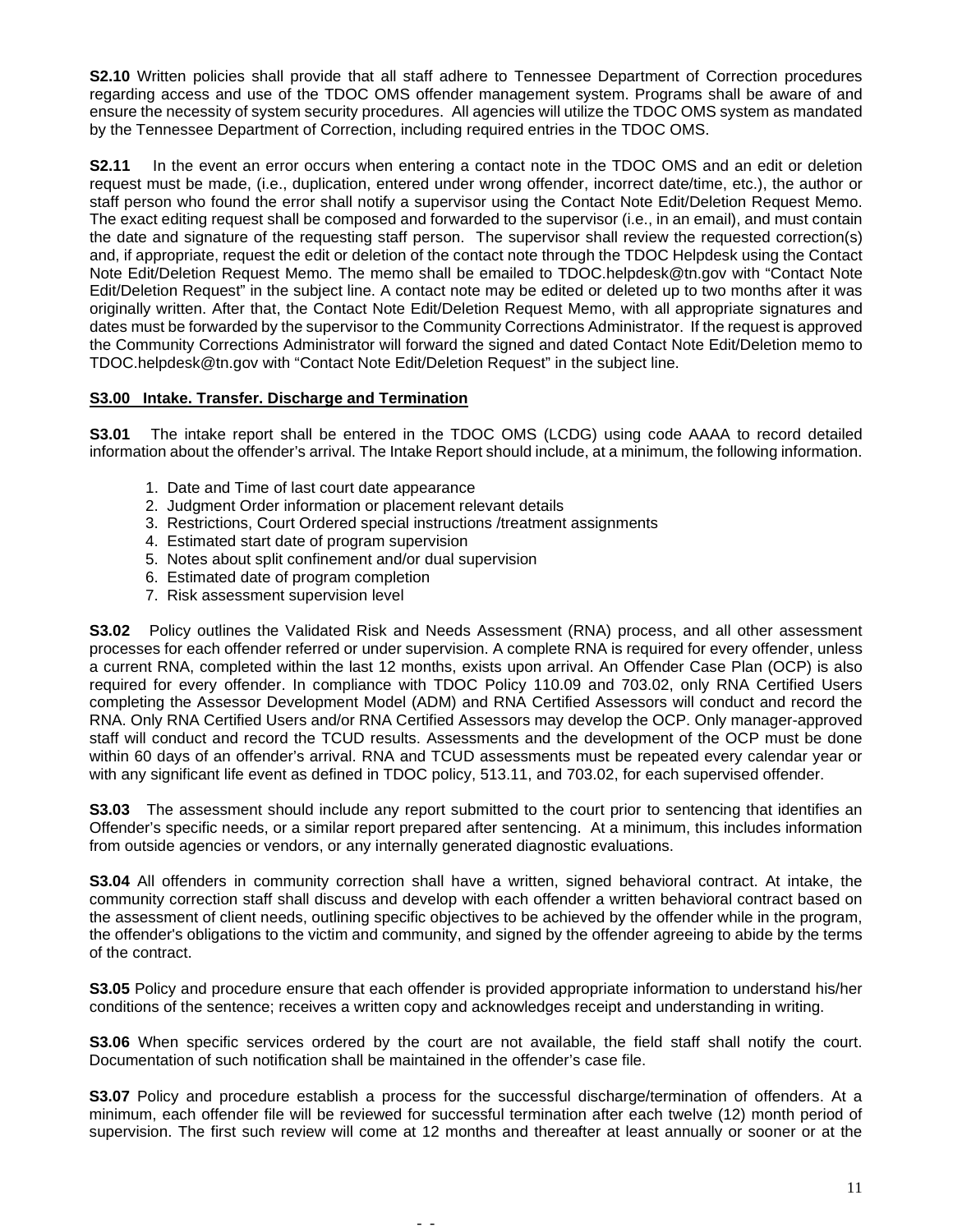**S2.10** Written policies shall provide that all staff adhere to Tennessee Department of Correction procedures regarding access and use of the TDOC OMS offender management system. Programs shall be aware of and ensure the necessity of system security procedures. All agencies will utilize the TDOC OMS system as mandated by the Tennessee Department of Correction, including required entries in the TDOC OMS.

**S2.11** In the event an error occurs when entering a contact note in the TDOC OMS and an edit or deletion request must be made, (i.e., duplication, entered under wrong offender, incorrect date/time, etc.), the author or staff person who found the error shall notify a supervisor using the Contact Note Edit/Deletion Request Memo. The exact editing request shall be composed and forwarded to the supervisor (i.e., in an email), and must contain the date and signature of the requesting staff person. The supervisor shall review the requested correction(s) and, if appropriate, request the edit or deletion of the contact note through the TDOC Helpdesk using the Contact Note Edit/Deletion Request Memo. The memo shall be emailed to TDOC.helpdesk@tn.gov with "Contact Note Edit/Deletion Request" in the subject line. A contact note may be edited or deleted up to two months after it was originally written. After that, the Contact Note Edit/Deletion Request Memo, with all appropriate signatures and dates must be forwarded by the supervisor to the Community Corrections Administrator. If the request is approved the Community Corrections Administrator will forward the signed and dated Contact Note Edit/Deletion memo to TDOC.helpdesk@tn.gov with "Contact Note Edit/Deletion Request" in the subject line.

## S3.00 Intake. Transfer. Discharge and Termination

**S3.01** The intake report shall be entered in the TDOC OMS (LCDG) using code AAAA to record detailed information about the offender's arrival. The Intake Report should include, at a minimum, the following information.

1. Date and Time of last court date appearance
2. Judgment Order information or placement relevant details
3. Restrictions, Court Ordered special instructions /treatment assignments
4. Estimated start date of program supervision
5. Notes about split confinement and/or dual supervision
6. Estimated date of program completion
7. Risk assessment supervision level

**S3.02** Policy outlines the Validated Risk and Needs Assessment (RNA) process, and all other assessment processes for each offender referred or under supervision. A complete RNA is required for every offender, unless a current RNA, completed within the last 12 months, exists upon arrival. An Offender Case Plan (OCP) is also required for every offender. In compliance with TDOC Policy 110.09 and 703.02, only RNA Certified Users completing the Assessor Development Model (ADM) and RNA Certified Assessors will conduct and record the RNA. Only RNA Certified Users and/or RNA Certified Assessors may develop the OCP. Only manager-approved staff will conduct and record the TCUD results. Assessments and the development of the OCP must be done within 60 days of an offender's arrival. RNA and TCUD assessments must be repeated every calendar year or with any significant life event as defined in TDOC policy, 513.11, and 703.02, for each supervised offender.

**S3.03** The assessment should include any report submitted to the court prior to sentencing that identifies an Offender's specific needs, or a similar report prepared after sentencing. At a minimum, this includes information from outside agencies or vendors, or any internally generated diagnostic evaluations.

**S3.04** All offenders in community correction shall have a written, signed behavioral contract. At intake, the community correction staff shall discuss and develop with each offender a written behavioral contract based on the assessment of client needs, outlining specific objectives to be achieved by the offender while in the program, the offender's obligations to the victim and community, and signed by the offender agreeing to abide by the terms of the contract.

**S3.05** Policy and procedure ensure that each offender is provided appropriate information to understand his/her conditions of the sentence; receives a written copy and acknowledges receipt and understanding in writing.

**S3.06** When specific services ordered by the court are not available, the field staff shall notify the court. Documentation of such notification shall be maintained in the offender's case file.

**S3.07** Policy and procedure establish a process for the successful discharge/termination of offenders. At a minimum, each offender file will be reviewed for successful termination after each twelve (12) month period of supervision. The first such review will come at 12 months and thereafter at least annually or sooner or at the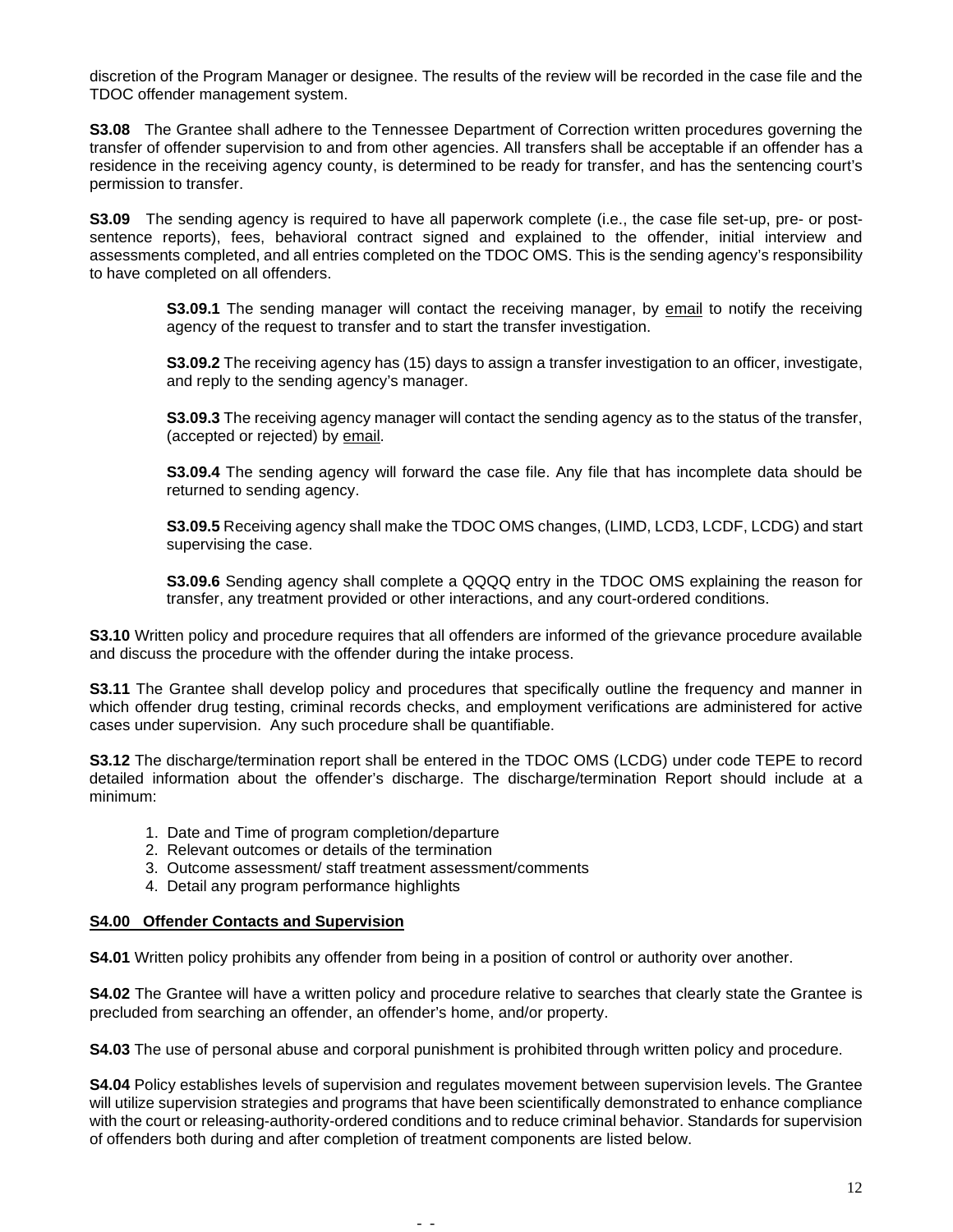discretion of the Program Manager or designee. The results of the review will be recorded in the case file and the TDOC offender management system.

**S3.08** The Grantee shall adhere to the Tennessee Department of Correction written procedures governing the transfer of offender supervision to and from other agencies. All transfers shall be acceptable if an offender has a residence in the receiving agency county, is determined to be ready for transfer, and has the sentencing court's permission to transfer.

**S3.09** The sending agency is required to have all paperwork complete (i.e., the case file set-up, pre- or post-sentence reports), fees, behavioral contract signed and explained to the offender, initial interview and assessments completed, and all entries completed on the TDOC OMS. This is the sending agency's responsibility to have completed on all offenders.

> **S3.09.1** The sending manager will contact the receiving manager, by email to notify the receiving agency of the request to transfer and to start the transfer investigation.
>
> **S3.09.2** The receiving agency has (15) days to assign a transfer investigation to an officer, investigate, and reply to the sending agency's manager.
>
> **S3.09.3** The receiving agency manager will contact the sending agency as to the status of the transfer, (accepted or rejected) by email.
>
> **S3.09.4** The sending agency will forward the case file. Any file that has incomplete data should be returned to sending agency.
>
> **S3.09.5** Receiving agency shall make the TDOC OMS changes, (LIMD, LCD3, LCDF, LCDG) and start supervising the case.
>
> **S3.09.6** Sending agency shall complete a QQQQ entry in the TDOC OMS explaining the reason for transfer, any treatment provided or other interactions, and any court-ordered conditions.

**S3.10** Written policy and procedure requires that all offenders are informed of the grievance procedure available and discuss the procedure with the offender during the intake process.

**S3.11** The Grantee shall develop policy and procedures that specifically outline the frequency and manner in which offender drug testing, criminal records checks, and employment verifications are administered for active cases under supervision. Any such procedure shall be quantifiable.

**S3.12** The discharge/termination report shall be entered in the TDOC OMS (LCDG) under code TEPE to record detailed information about the offender's discharge. The discharge/termination Report should include at a minimum:

1. Date and Time of program completion/departure
2. Relevant outcomes or details of the termination
3. Outcome assessment/ staff treatment assessment/comments
4. Detail any program performance highlights

## S4.00 Offender Contacts and Supervision

**S4.01** Written policy prohibits any offender from being in a position of control or authority over another.

**S4.02** The Grantee will have a written policy and procedure relative to searches that clearly state the Grantee is precluded from searching an offender, an offender's home, and/or property.

**S4.03** The use of personal abuse and corporal punishment is prohibited through written policy and procedure.

**S4.04** Policy establishes levels of supervision and regulates movement between supervision levels. The Grantee will utilize supervision strategies and programs that have been scientifically demonstrated to enhance compliance with the court or releasing-authority-ordered conditions and to reduce criminal behavior. Standards for supervision of offenders both during and after completion of treatment components are listed below.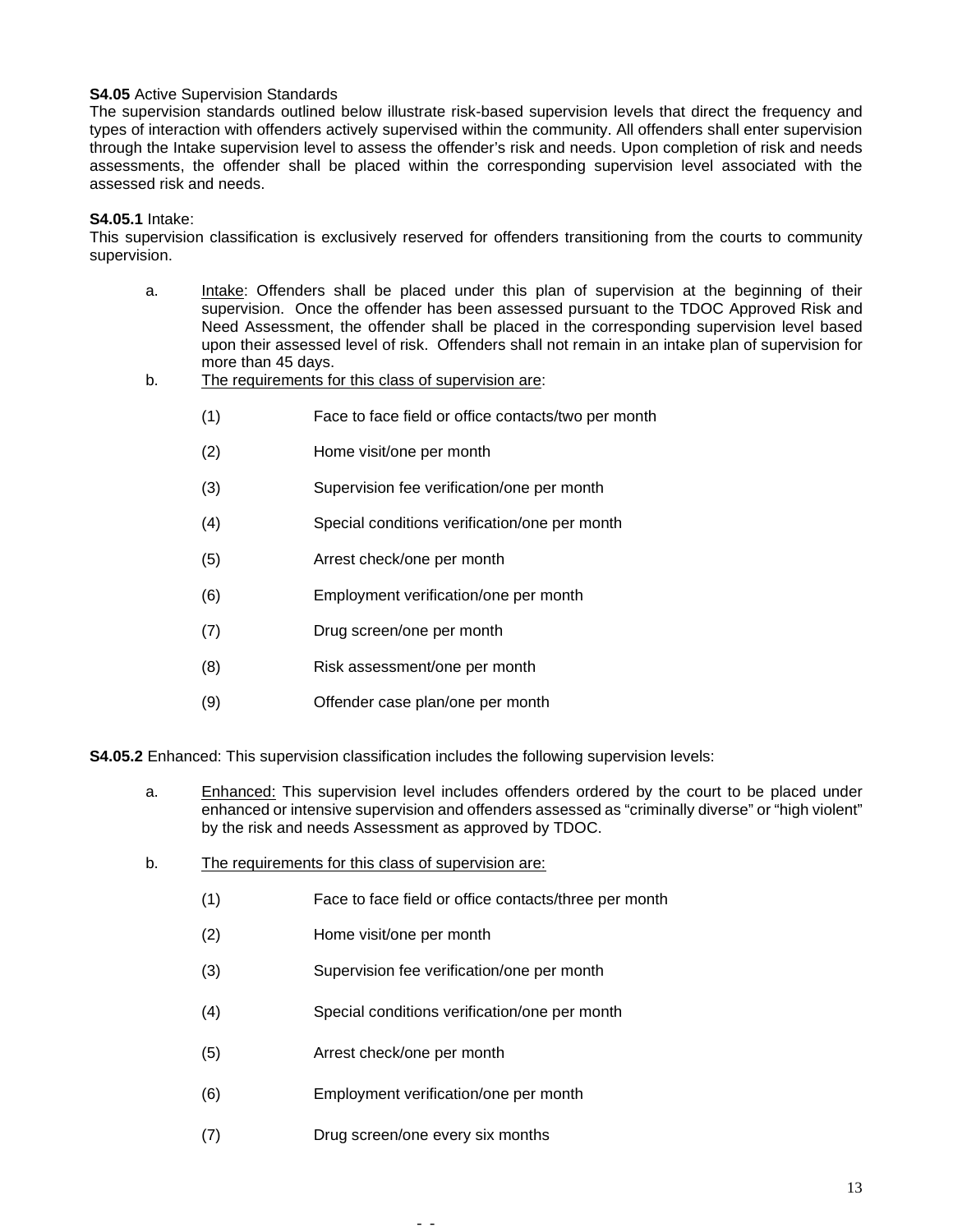**S4.05** Active Supervision Standards
The supervision standards outlined below illustrate risk-based supervision levels that direct the frequency and types of interaction with offenders actively supervised within the community. All offenders shall enter supervision through the Intake supervision level to assess the offender's risk and needs. Upon completion of risk and needs assessments, the offender shall be placed within the corresponding supervision level associated with the assessed risk and needs.

**S4.05.1** Intake:
This supervision classification is exclusively reserved for offenders transitioning from the courts to community supervision.

a. Intake: Offenders shall be placed under this plan of supervision at the beginning of their supervision. Once the offender has been assessed pursuant to the TDOC Approved Risk and Need Assessment, the offender shall be placed in the corresponding supervision level based upon their assessed level of risk. Offenders shall not remain in an intake plan of supervision for more than 45 days.

b. The requirements for this class of supervision are:

   (1) Face to face field or office contacts/two per month

   (2) Home visit/one per month

   (3) Supervision fee verification/one per month

   (4) Special conditions verification/one per month

   (5) Arrest check/one per month

   (6) Employment verification/one per month

   (7) Drug screen/one per month

   (8) Risk assessment/one per month

   (9) Offender case plan/one per month

**S4.05.2** Enhanced: This supervision classification includes the following supervision levels:

a. Enhanced: This supervision level includes offenders ordered by the court to be placed under enhanced or intensive supervision and offenders assessed as "criminally diverse" or "high violent" by the risk and needs Assessment as approved by TDOC.

b. The requirements for this class of supervision are:

   (1) Face to face field or office contacts/three per month

   (2) Home visit/one per month

   (3) Supervision fee verification/one per month

   (4) Special conditions verification/one per month

   (5) Arrest check/one per month

   (6) Employment verification/one per month

   (7) Drug screen/one every six months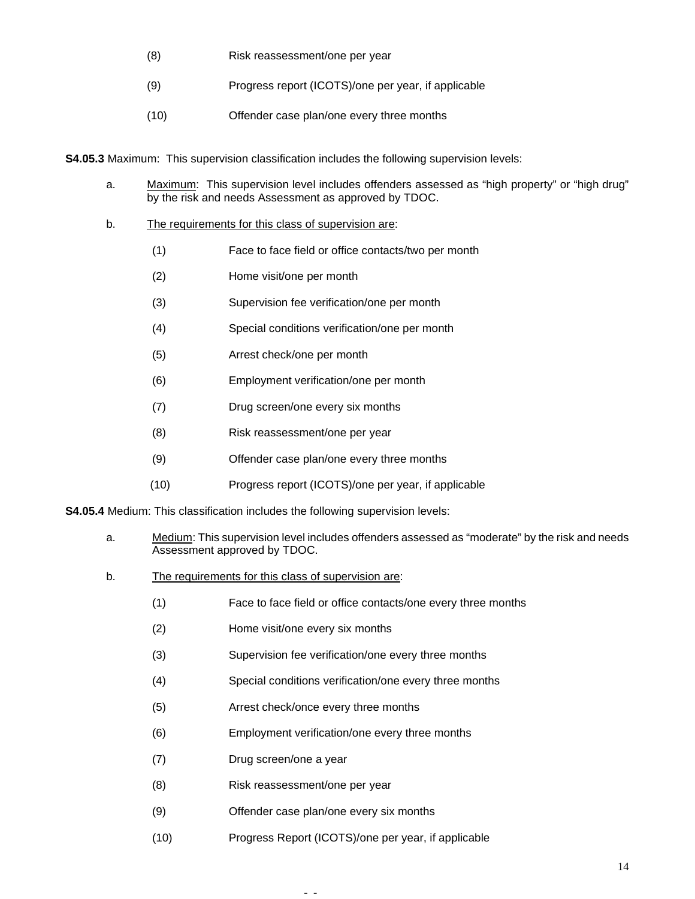(8) Risk reassessment/one per year

(9) Progress report (ICOTS)/one per year, if applicable

(10) Offender case plan/one every three months

**S4.05.3** Maximum: This supervision classification includes the following supervision levels:

a. Maximum: This supervision level includes offenders assessed as "high property" or "high drug" by the risk and needs Assessment as approved by TDOC.

b. The requirements for this class of supervision are:

(1) Face to face field or office contacts/two per month

(2) Home visit/one per month

(3) Supervision fee verification/one per month

(4) Special conditions verification/one per month

(5) Arrest check/one per month

(6) Employment verification/one per month

(7) Drug screen/one every six months

(8) Risk reassessment/one per year

(9) Offender case plan/one every three months

(10) Progress report (ICOTS)/one per year, if applicable

**S4.05.4** Medium: This classification includes the following supervision levels:

a. Medium: This supervision level includes offenders assessed as "moderate" by the risk and needs Assessment approved by TDOC.

b. The requirements for this class of supervision are:

(1) Face to face field or office contacts/one every three months

(2) Home visit/one every six months

(3) Supervision fee verification/one every three months

(4) Special conditions verification/one every three months

(5) Arrest check/once every three months

(6) Employment verification/one every three months

(7) Drug screen/one a year

(8) Risk reassessment/one per year

(9) Offender case plan/one every six months

(10) Progress Report (ICOTS)/one per year, if applicable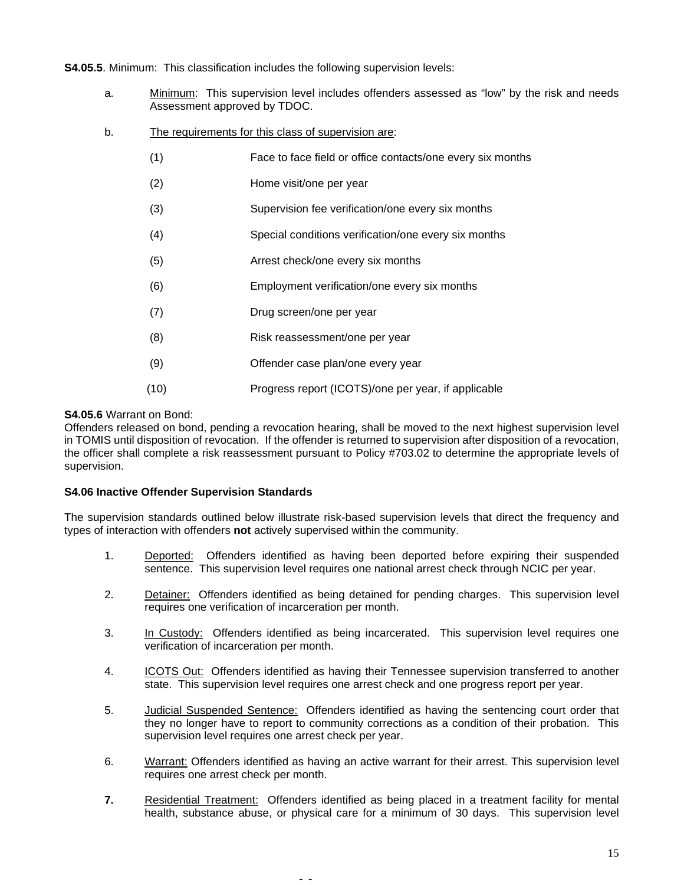**S4.05.5**. Minimum: This classification includes the following supervision levels:

a. Minimum: This supervision level includes offenders assessed as "low" by the risk and needs Assessment approved by TDOC.

b. The requirements for this class of supervision are:

(1) Face to face field or office contacts/one every six months

(2) Home visit/one per year

(3) Supervision fee verification/one every six months

(4) Special conditions verification/one every six months

(5) Arrest check/one every six months

(6) Employment verification/one every six months

(7) Drug screen/one per year

(8) Risk reassessment/one per year

(9) Offender case plan/one every year

(10) Progress report (ICOTS)/one per year, if applicable

**S4.05.6** Warrant on Bond:
Offenders released on bond, pending a revocation hearing, shall be moved to the next highest supervision level in TOMIS until disposition of revocation. If the offender is returned to supervision after disposition of a revocation, the officer shall complete a risk reassessment pursuant to Policy #703.02 to determine the appropriate levels of supervision.

**S4.06 Inactive Offender Supervision Standards**

The supervision standards outlined below illustrate risk-based supervision levels that direct the frequency and types of interaction with offenders **not** actively supervised within the community.

1. Deported: Offenders identified as having been deported before expiring their suspended sentence. This supervision level requires one national arrest check through NCIC per year.

2. Detainer: Offenders identified as being detained for pending charges. This supervision level requires one verification of incarceration per month.

3. In Custody: Offenders identified as being incarcerated. This supervision level requires one verification of incarceration per month.

4. ICOTS Out: Offenders identified as having their Tennessee supervision transferred to another state. This supervision level requires one arrest check and one progress report per year.

5. Judicial Suspended Sentence: Offenders identified as having the sentencing court order that they no longer have to report to community corrections as a condition of their probation. This supervision level requires one arrest check per year.

6. Warrant: Offenders identified as having an active warrant for their arrest. This supervision level requires one arrest check per month.

**7.** Residential Treatment: Offenders identified as being placed in a treatment facility for mental health, substance abuse, or physical care for a minimum of 30 days. This supervision level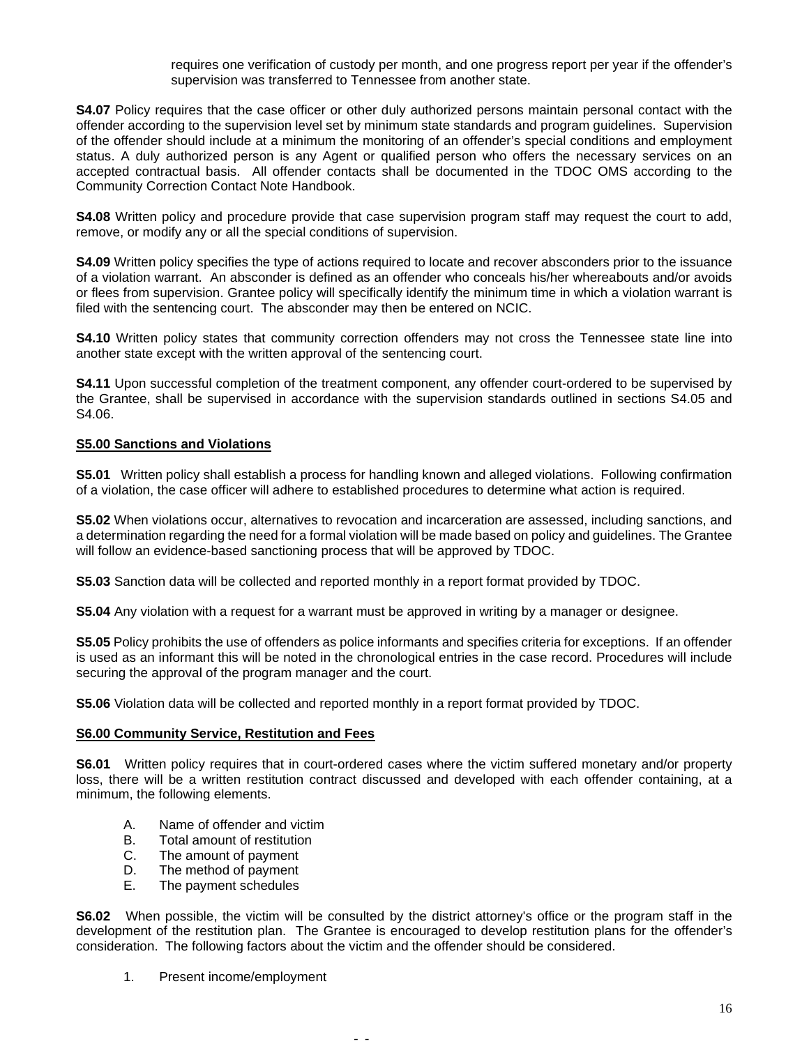requires one verification of custody per month, and one progress report per year if the offender's supervision was transferred to Tennessee from another state.

**S4.07** Policy requires that the case officer or other duly authorized persons maintain personal contact with the offender according to the supervision level set by minimum state standards and program guidelines. Supervision of the offender should include at a minimum the monitoring of an offender's special conditions and employment status. A duly authorized person is any Agent or qualified person who offers the necessary services on an accepted contractual basis. All offender contacts shall be documented in the TDOC OMS according to the Community Correction Contact Note Handbook.

**S4.08** Written policy and procedure provide that case supervision program staff may request the court to add, remove, or modify any or all the special conditions of supervision.

**S4.09** Written policy specifies the type of actions required to locate and recover absconders prior to the issuance of a violation warrant. An absconder is defined as an offender who conceals his/her whereabouts and/or avoids or flees from supervision. Grantee policy will specifically identify the minimum time in which a violation warrant is filed with the sentencing court. The absconder may then be entered on NCIC.

**S4.10** Written policy states that community correction offenders may not cross the Tennessee state line into another state except with the written approval of the sentencing court.

**S4.11** Upon successful completion of the treatment component, any offender court-ordered to be supervised by the Grantee, shall be supervised in accordance with the supervision standards outlined in sections S4.05 and S4.06.

**S5.00 Sanctions and Violations**

**S5.01** Written policy shall establish a process for handling known and alleged violations. Following confirmation of a violation, the case officer will adhere to established procedures to determine what action is required.

**S5.02** When violations occur, alternatives to revocation and incarceration are assessed, including sanctions, and a determination regarding the need for a formal violation will be made based on policy and guidelines. The Grantee will follow an evidence-based sanctioning process that will be approved by TDOC.

**S5.03** Sanction data will be collected and reported monthly in a report format provided by TDOC.

**S5.04** Any violation with a request for a warrant must be approved in writing by a manager or designee.

**S5.05** Policy prohibits the use of offenders as police informants and specifies criteria for exceptions. If an offender is used as an informant this will be noted in the chronological entries in the case record. Procedures will include securing the approval of the program manager and the court.

**S5.06** Violation data will be collected and reported monthly in a report format provided by TDOC.

**S6.00 Community Service, Restitution and Fees**

**S6.01** Written policy requires that in court-ordered cases where the victim suffered monetary and/or property loss, there will be a written restitution contract discussed and developed with each offender containing, at a minimum, the following elements.

A. Name of offender and victim
B. Total amount of restitution
C. The amount of payment
D. The method of payment
E. The payment schedules

**S6.02** When possible, the victim will be consulted by the district attorney's office or the program staff in the development of the restitution plan. The Grantee is encouraged to develop restitution plans for the offender's consideration. The following factors about the victim and the offender should be considered.

1. Present income/employment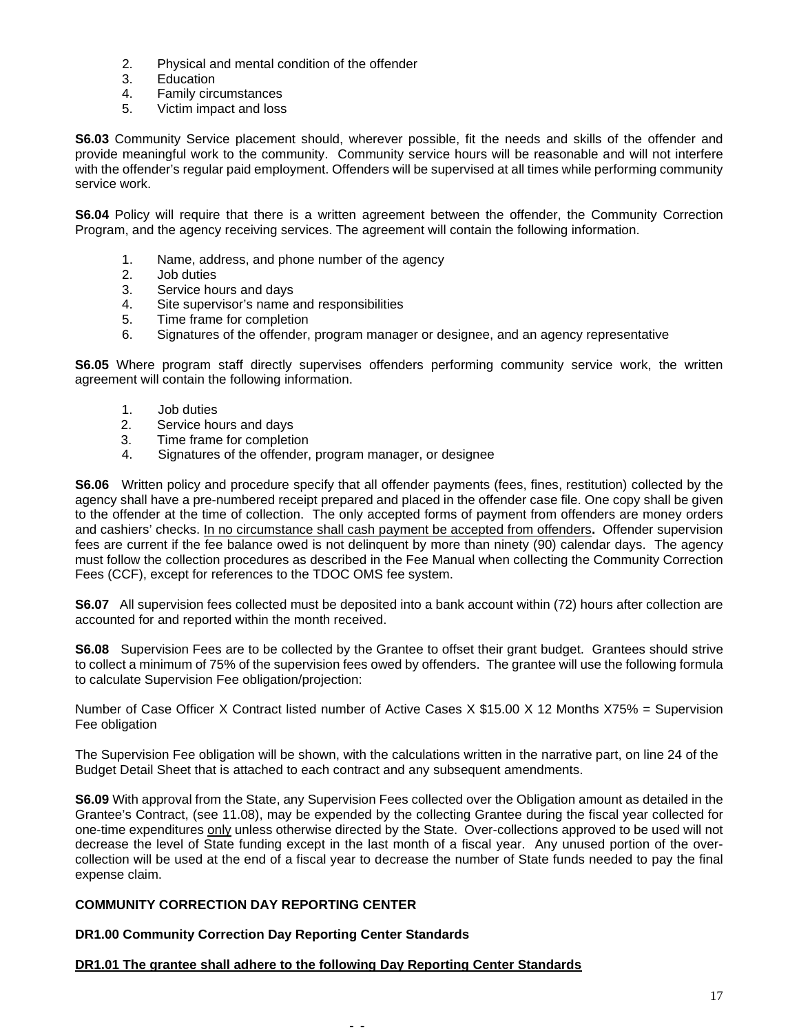2. Physical and mental condition of the offender
3. Education
4. Family circumstances
5. Victim impact and loss

**S6.03** Community Service placement should, wherever possible, fit the needs and skills of the offender and provide meaningful work to the community. Community service hours will be reasonable and will not interfere with the offender's regular paid employment. Offenders will be supervised at all times while performing community service work.

**S6.04** Policy will require that there is a written agreement between the offender, the Community Correction Program, and the agency receiving services. The agreement will contain the following information.

1. Name, address, and phone number of the agency
2. Job duties
3. Service hours and days
4. Site supervisor's name and responsibilities
5. Time frame for completion
6. Signatures of the offender, program manager or designee, and an agency representative

**S6.05** Where program staff directly supervises offenders performing community service work, the written agreement will contain the following information.

1. Job duties
2. Service hours and days
3. Time frame for completion
4. Signatures of the offender, program manager, or designee

**S6.06** Written policy and procedure specify that all offender payments (fees, fines, restitution) collected by the agency shall have a pre-numbered receipt prepared and placed in the offender case file. One copy shall be given to the offender at the time of collection. The only accepted forms of payment from offenders are money orders and cashiers' checks. <u>In no circumstance shall cash payment be accepted from offenders</u>**.** Offender supervision fees are current if the fee balance owed is not delinquent by more than ninety (90) calendar days. The agency must follow the collection procedures as described in the Fee Manual when collecting the Community Correction Fees (CCF), except for references to the TDOC OMS fee system.

**S6.07** All supervision fees collected must be deposited into a bank account within (72) hours after collection are accounted for and reported within the month received.

**S6.08** Supervision Fees are to be collected by the Grantee to offset their grant budget. Grantees should strive to collect a minimum of 75% of the supervision fees owed by offenders. The grantee will use the following formula to calculate Supervision Fee obligation/projection:

Number of Case Officer X Contract listed number of Active Cases X $15.00 X 12 Months X75% = Supervision Fee obligation

The Supervision Fee obligation will be shown, with the calculations written in the narrative part, on line 24 of the Budget Detail Sheet that is attached to each contract and any subsequent amendments.

**S6.09** With approval from the State, any Supervision Fees collected over the Obligation amount as detailed in the Grantee's Contract, (see 11.08), may be expended by the collecting Grantee during the fiscal year collected for one-time expenditures <u>only</u> unless otherwise directed by the State. Over-collections approved to be used will not decrease the level of State funding except in the last month of a fiscal year. Any unused portion of the over-collection will be used at the end of a fiscal year to decrease the number of State funds needed to pay the final expense claim.

**COMMUNITY CORRECTION DAY REPORTING CENTER**

**DR1.00 Community Correction Day Reporting Center Standards**

**<u>DR1.01 The grantee shall adhere to the following Day Reporting Center Standards</u>**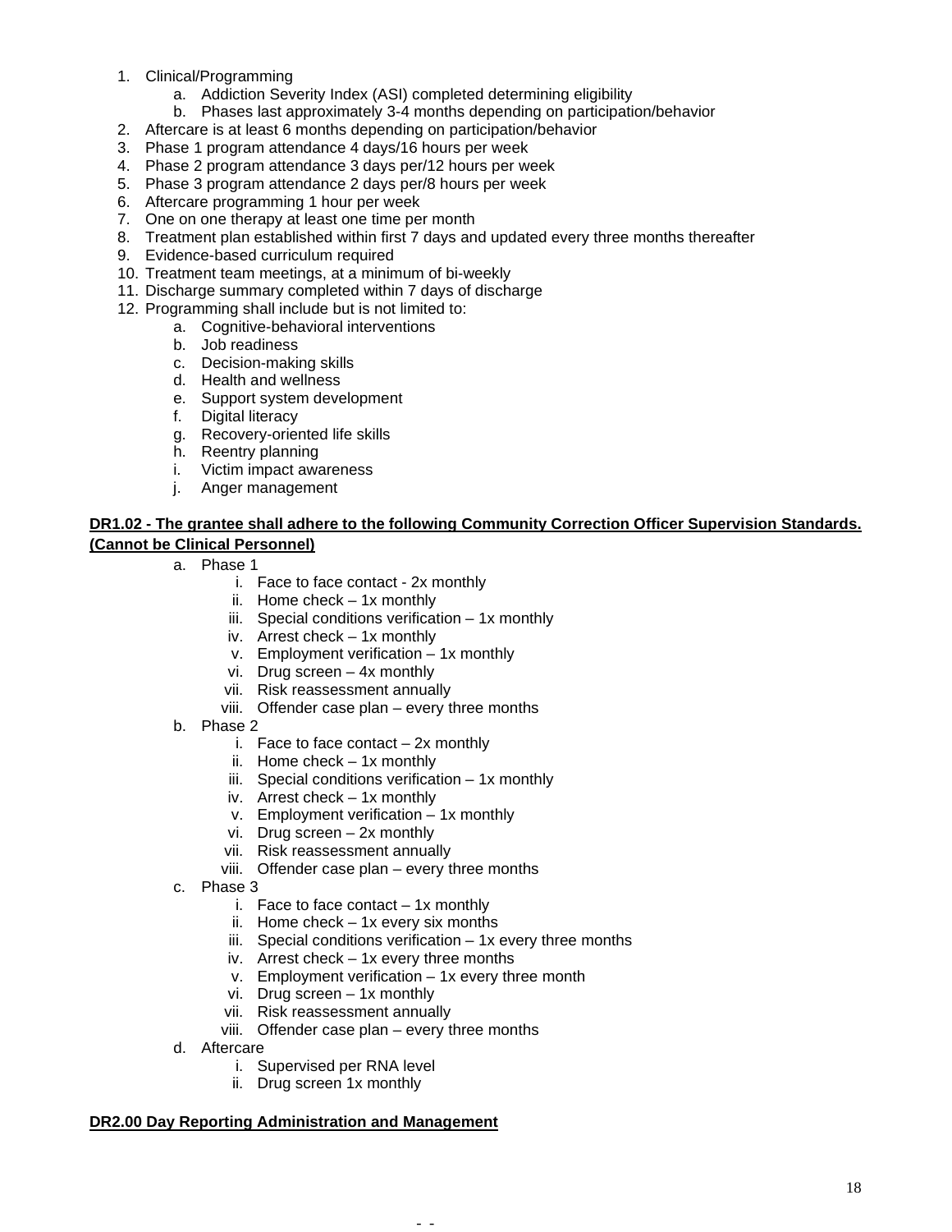1. Clinical/Programming
    a. Addiction Severity Index (ASI) completed determining eligibility
    b. Phases last approximately 3-4 months depending on participation/behavior
2. Aftercare is at least 6 months depending on participation/behavior
3. Phase 1 program attendance 4 days/16 hours per week
4. Phase 2 program attendance 3 days per/12 hours per week
5. Phase 3 program attendance 2 days per/8 hours per week
6. Aftercare programming 1 hour per week
7. One on one therapy at least one time per month
8. Treatment plan established within first 7 days and updated every three months thereafter
9. Evidence-based curriculum required
10. Treatment team meetings, at a minimum of bi-weekly
11. Discharge summary completed within 7 days of discharge
12. Programming shall include but is not limited to:
    a. Cognitive-behavioral interventions
    b. Job readiness
    c. Decision-making skills
    d. Health and wellness
    e. Support system development
    f. Digital literacy
    g. Recovery-oriented life skills
    h. Reentry planning
    i. Victim impact awareness
    j. Anger management

**DR1.02 - The grantee shall adhere to the following Community Correction Officer Supervision Standards. (Cannot be Clinical Personnel)**

a. Phase 1
    i. Face to face contact - 2x monthly
    ii. Home check – 1x monthly
    iii. Special conditions verification – 1x monthly
    iv. Arrest check – 1x monthly
    v. Employment verification – 1x monthly
    vi. Drug screen – 4x monthly
    vii. Risk reassessment annually
    viii. Offender case plan – every three months
b. Phase 2
    i. Face to face contact – 2x monthly
    ii. Home check – 1x monthly
    iii. Special conditions verification – 1x monthly
    iv. Arrest check – 1x monthly
    v. Employment verification – 1x monthly
    vi. Drug screen – 2x monthly
    vii. Risk reassessment annually
    viii. Offender case plan – every three months
c. Phase 3
    i. Face to face contact – 1x monthly
    ii. Home check – 1x every six months
    iii. Special conditions verification – 1x every three months
    iv. Arrest check – 1x every three months
    v. Employment verification – 1x every three month
    vi. Drug screen – 1x monthly
    vii. Risk reassessment annually
    viii. Offender case plan – every three months
d. Aftercare
    i. Supervised per RNA level
    ii. Drug screen 1x monthly

**DR2.00 Day Reporting Administration and Management**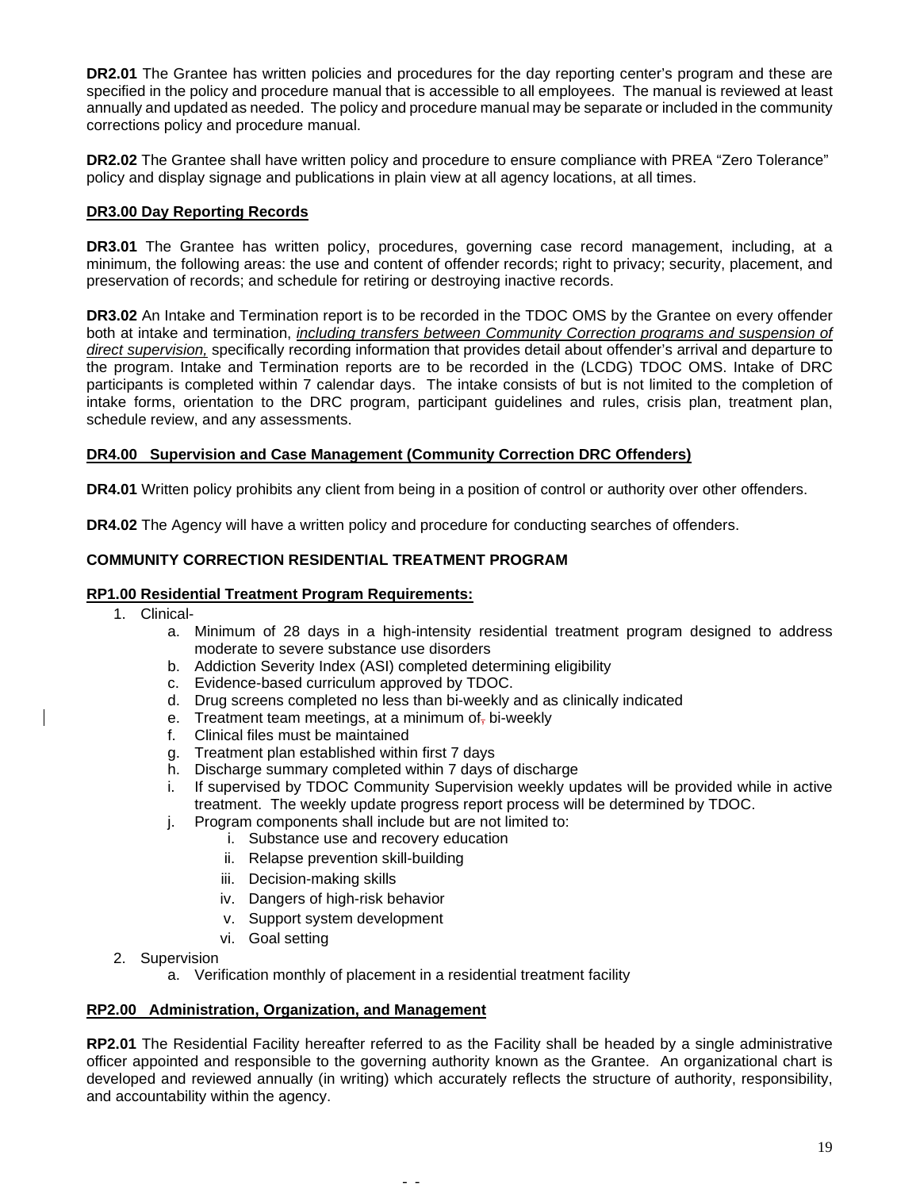**DR2.01** The Grantee has written policies and procedures for the day reporting center's program and these are specified in the policy and procedure manual that is accessible to all employees. The manual is reviewed at least annually and updated as needed. The policy and procedure manual may be separate or included in the community corrections policy and procedure manual.

**DR2.02** The Grantee shall have written policy and procedure to ensure compliance with PREA "Zero Tolerance" policy and display signage and publications in plain view at all agency locations, at all times.

**DR3.00 Day Reporting Records**

**DR3.01** The Grantee has written policy, procedures, governing case record management, including, at a minimum, the following areas: the use and content of offender records; right to privacy; security, placement, and preservation of records; and schedule for retiring or destroying inactive records.

**DR3.02** An Intake and Termination report is to be recorded in the TDOC OMS by the Grantee on every offender both at intake and termination, *including transfers between Community Correction programs and suspension of direct supervision,* specifically recording information that provides detail about offender's arrival and departure to the program. Intake and Termination reports are to be recorded in the (LCDG) TDOC OMS. Intake of DRC participants is completed within 7 calendar days. The intake consists of but is not limited to the completion of intake forms, orientation to the DRC program, participant guidelines and rules, crisis plan, treatment plan, schedule review, and any assessments.

**DR4.00 Supervision and Case Management (Community Correction DRC Offenders)**

**DR4.01** Written policy prohibits any client from being in a position of control or authority over other offenders.

**DR4.02** The Agency will have a written policy and procedure for conducting searches of offenders.

**COMMUNITY CORRECTION RESIDENTIAL TREATMENT PROGRAM**

**RP1.00 Residential Treatment Program Requirements:**

1. Clinical-
   a. Minimum of 28 days in a high-intensity residential treatment program designed to address moderate to severe substance use disorders
   b. Addiction Severity Index (ASI) completed determining eligibility
   c. Evidence-based curriculum approved by TDOC.
   d. Drug screens completed no less than bi-weekly and as clinically indicated
   e. Treatment team meetings, at a minimum of bi-weekly
   f. Clinical files must be maintained
   g. Treatment plan established within first 7 days
   h. Discharge summary completed within 7 days of discharge
   i. If supervised by TDOC Community Supervision weekly updates will be provided while in active treatment. The weekly update progress report process will be determined by TDOC.
   j. Program components shall include but are not limited to:
      i. Substance use and recovery education
      ii. Relapse prevention skill-building
      iii. Decision-making skills
      iv. Dangers of high-risk behavior
      v. Support system development
      vi. Goal setting
2. Supervision
   a. Verification monthly of placement in a residential treatment facility

**RP2.00 Administration, Organization, and Management**

**RP2.01** The Residential Facility hereafter referred to as the Facility shall be headed by a single administrative officer appointed and responsible to the governing authority known as the Grantee. An organizational chart is developed and reviewed annually (in writing) which accurately reflects the structure of authority, responsibility, and accountability within the agency.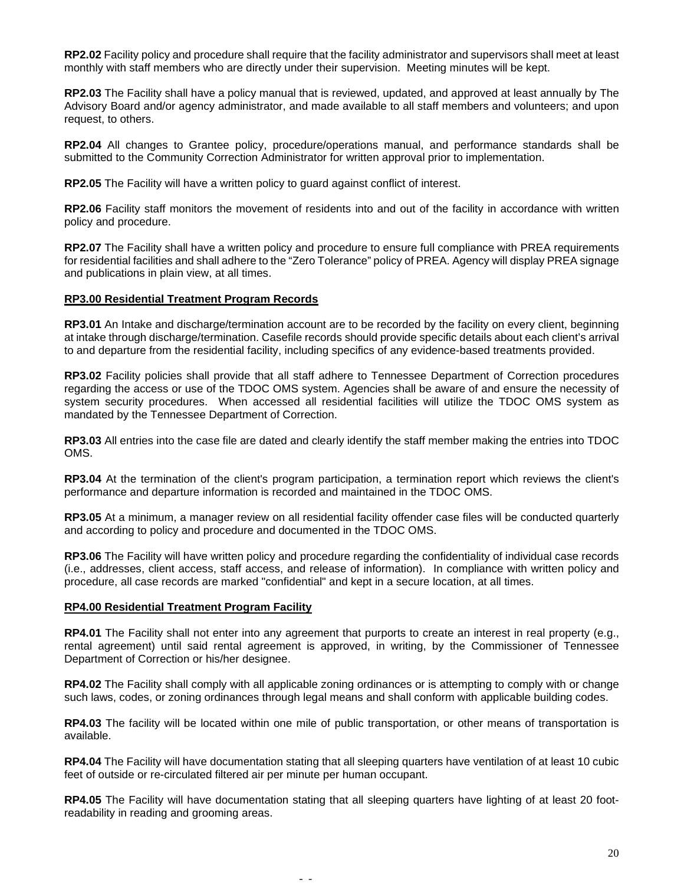**RP2.02** Facility policy and procedure shall require that the facility administrator and supervisors shall meet at least monthly with staff members who are directly under their supervision. Meeting minutes will be kept.

**RP2.03** The Facility shall have a policy manual that is reviewed, updated, and approved at least annually by The Advisory Board and/or agency administrator, and made available to all staff members and volunteers; and upon request, to others.

**RP2.04** All changes to Grantee policy, procedure/operations manual, and performance standards shall be submitted to the Community Correction Administrator for written approval prior to implementation.

**RP2.05** The Facility will have a written policy to guard against conflict of interest.

**RP2.06** Facility staff monitors the movement of residents into and out of the facility in accordance with written policy and procedure.

**RP2.07** The Facility shall have a written policy and procedure to ensure full compliance with PREA requirements for residential facilities and shall adhere to the "Zero Tolerance" policy of PREA. Agency will display PREA signage and publications in plain view, at all times.

**RP3.00 Residential Treatment Program Records**

**RP3.01** An Intake and discharge/termination account are to be recorded by the facility on every client, beginning at intake through discharge/termination. Casefile records should provide specific details about each client's arrival to and departure from the residential facility, including specifics of any evidence-based treatments provided.

**RP3.02** Facility policies shall provide that all staff adhere to Tennessee Department of Correction procedures regarding the access or use of the TDOC OMS system. Agencies shall be aware of and ensure the necessity of system security procedures. When accessed all residential facilities will utilize the TDOC OMS system as mandated by the Tennessee Department of Correction.

**RP3.03** All entries into the case file are dated and clearly identify the staff member making the entries into TDOC OMS.

**RP3.04** At the termination of the client's program participation, a termination report which reviews the client's performance and departure information is recorded and maintained in the TDOC OMS.

**RP3.05** At a minimum, a manager review on all residential facility offender case files will be conducted quarterly and according to policy and procedure and documented in the TDOC OMS.

**RP3.06** The Facility will have written policy and procedure regarding the confidentiality of individual case records (i.e., addresses, client access, staff access, and release of information). In compliance with written policy and procedure, all case records are marked "confidential" and kept in a secure location, at all times.

**RP4.00 Residential Treatment Program Facility**

**RP4.01** The Facility shall not enter into any agreement that purports to create an interest in real property (e.g., rental agreement) until said rental agreement is approved, in writing, by the Commissioner of Tennessee Department of Correction or his/her designee.

**RP4.02** The Facility shall comply with all applicable zoning ordinances or is attempting to comply with or change such laws, codes, or zoning ordinances through legal means and shall conform with applicable building codes.

**RP4.03** The facility will be located within one mile of public transportation, or other means of transportation is available.

**RP4.04** The Facility will have documentation stating that all sleeping quarters have ventilation of at least 10 cubic feet of outside or re-circulated filtered air per minute per human occupant.

**RP4.05** The Facility will have documentation stating that all sleeping quarters have lighting of at least 20 foot-readability in reading and grooming areas.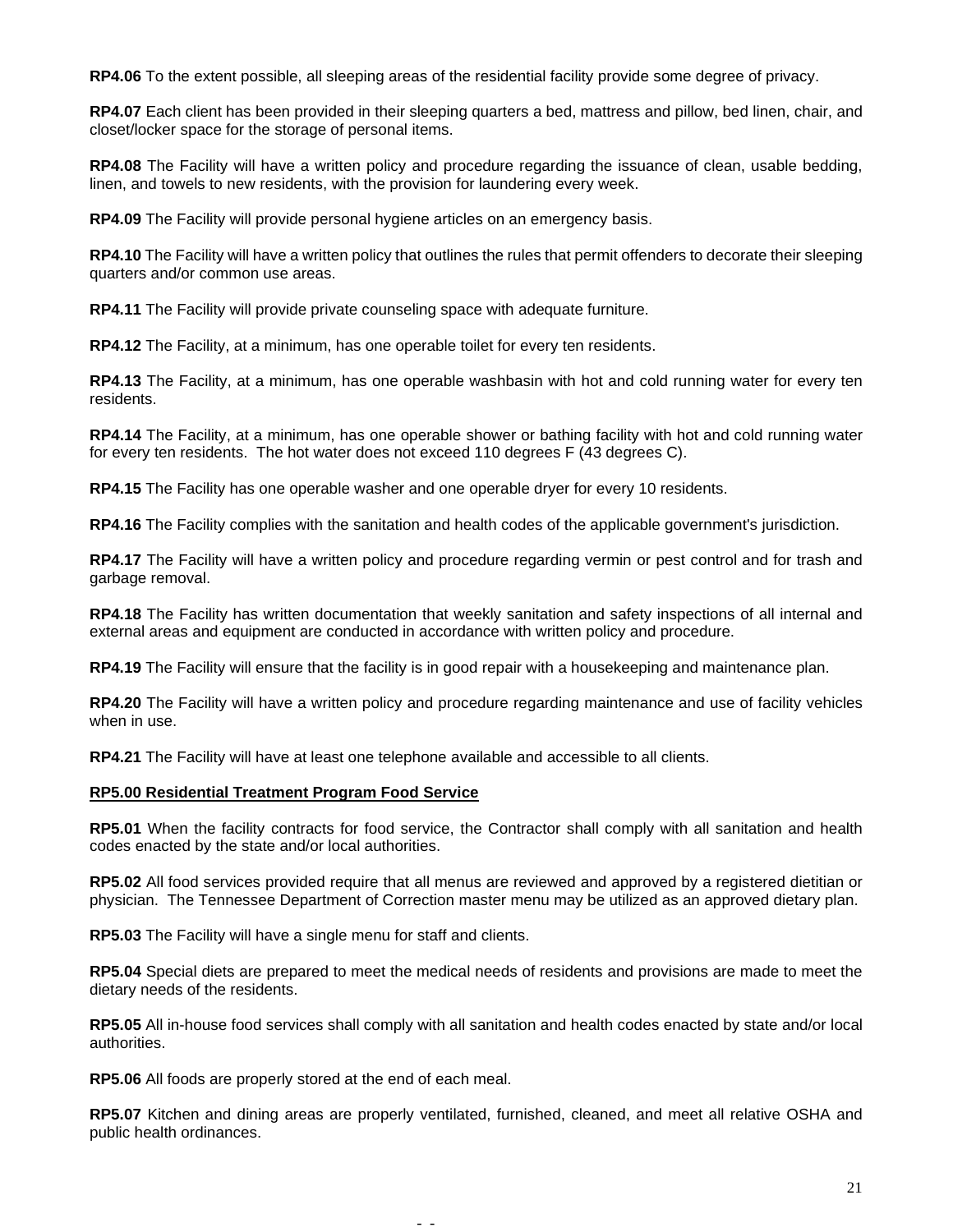**RP4.06** To the extent possible, all sleeping areas of the residential facility provide some degree of privacy.

**RP4.07** Each client has been provided in their sleeping quarters a bed, mattress and pillow, bed linen, chair, and closet/locker space for the storage of personal items.

**RP4.08** The Facility will have a written policy and procedure regarding the issuance of clean, usable bedding, linen, and towels to new residents, with the provision for laundering every week.

**RP4.09** The Facility will provide personal hygiene articles on an emergency basis.

**RP4.10** The Facility will have a written policy that outlines the rules that permit offenders to decorate their sleeping quarters and/or common use areas.

**RP4.11** The Facility will provide private counseling space with adequate furniture.

**RP4.12** The Facility, at a minimum, has one operable toilet for every ten residents.

**RP4.13** The Facility, at a minimum, has one operable washbasin with hot and cold running water for every ten residents.

**RP4.14** The Facility, at a minimum, has one operable shower or bathing facility with hot and cold running water for every ten residents. The hot water does not exceed 110 degrees F (43 degrees C).

**RP4.15** The Facility has one operable washer and one operable dryer for every 10 residents.

**RP4.16** The Facility complies with the sanitation and health codes of the applicable government's jurisdiction.

**RP4.17** The Facility will have a written policy and procedure regarding vermin or pest control and for trash and garbage removal.

**RP4.18** The Facility has written documentation that weekly sanitation and safety inspections of all internal and external areas and equipment are conducted in accordance with written policy and procedure.

**RP4.19** The Facility will ensure that the facility is in good repair with a housekeeping and maintenance plan.

**RP4.20** The Facility will have a written policy and procedure regarding maintenance and use of facility vehicles when in use.

**RP4.21** The Facility will have at least one telephone available and accessible to all clients.

## RP5.00 Residential Treatment Program Food Service

**RP5.01** When the facility contracts for food service, the Contractor shall comply with all sanitation and health codes enacted by the state and/or local authorities.

**RP5.02** All food services provided require that all menus are reviewed and approved by a registered dietitian or physician. The Tennessee Department of Correction master menu may be utilized as an approved dietary plan.

**RP5.03** The Facility will have a single menu for staff and clients.

**RP5.04** Special diets are prepared to meet the medical needs of residents and provisions are made to meet the dietary needs of the residents.

**RP5.05** All in-house food services shall comply with all sanitation and health codes enacted by state and/or local authorities.

**RP5.06** All foods are properly stored at the end of each meal.

**RP5.07** Kitchen and dining areas are properly ventilated, furnished, cleaned, and meet all relative OSHA and public health ordinances.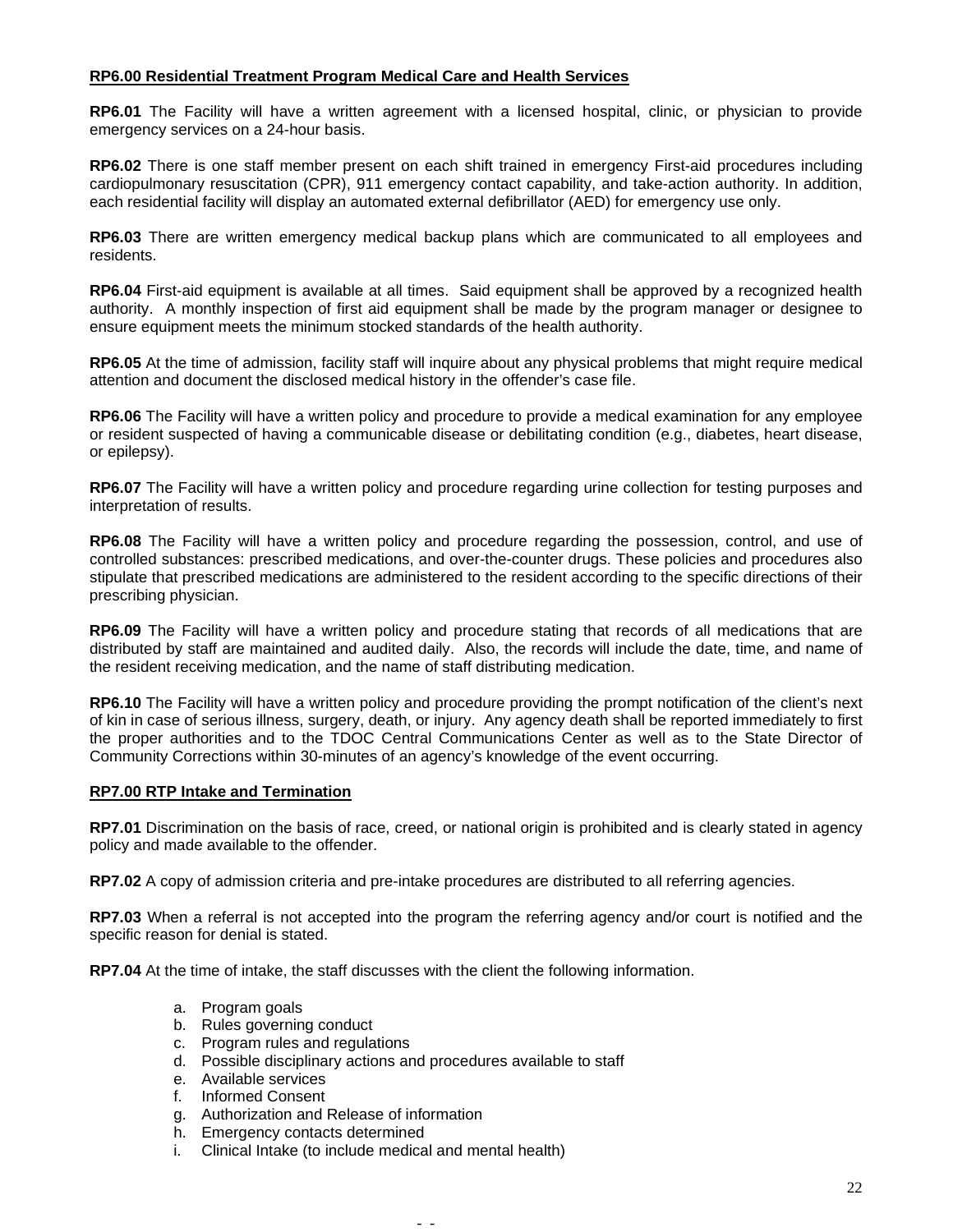**RP6.00 Residential Treatment Program Medical Care and Health Services**

**RP6.01** The Facility will have a written agreement with a licensed hospital, clinic, or physician to provide emergency services on a 24-hour basis.

**RP6.02** There is one staff member present on each shift trained in emergency First-aid procedures including cardiopulmonary resuscitation (CPR), 911 emergency contact capability, and take-action authority. In addition, each residential facility will display an automated external defibrillator (AED) for emergency use only.

**RP6.03** There are written emergency medical backup plans which are communicated to all employees and residents.

**RP6.04** First-aid equipment is available at all times. Said equipment shall be approved by a recognized health authority. A monthly inspection of first aid equipment shall be made by the program manager or designee to ensure equipment meets the minimum stocked standards of the health authority.

**RP6.05** At the time of admission, facility staff will inquire about any physical problems that might require medical attention and document the disclosed medical history in the offender's case file.

**RP6.06** The Facility will have a written policy and procedure to provide a medical examination for any employee or resident suspected of having a communicable disease or debilitating condition (e.g., diabetes, heart disease, or epilepsy).

**RP6.07** The Facility will have a written policy and procedure regarding urine collection for testing purposes and interpretation of results.

**RP6.08** The Facility will have a written policy and procedure regarding the possession, control, and use of controlled substances: prescribed medications, and over-the-counter drugs. These policies and procedures also stipulate that prescribed medications are administered to the resident according to the specific directions of their prescribing physician.

**RP6.09** The Facility will have a written policy and procedure stating that records of all medications that are distributed by staff are maintained and audited daily. Also, the records will include the date, time, and name of the resident receiving medication, and the name of staff distributing medication.

**RP6.10** The Facility will have a written policy and procedure providing the prompt notification of the client's next of kin in case of serious illness, surgery, death, or injury. Any agency death shall be reported immediately to first the proper authorities and to the TDOC Central Communications Center as well as to the State Director of Community Corrections within 30-minutes of an agency's knowledge of the event occurring.

**RP7.00 RTP Intake and Termination**

**RP7.01** Discrimination on the basis of race, creed, or national origin is prohibited and is clearly stated in agency policy and made available to the offender.

**RP7.02** A copy of admission criteria and pre-intake procedures are distributed to all referring agencies.

**RP7.03** When a referral is not accepted into the program the referring agency and/or court is notified and the specific reason for denial is stated.

**RP7.04** At the time of intake, the staff discusses with the client the following information.

a. Program goals
b. Rules governing conduct
c. Program rules and regulations
d. Possible disciplinary actions and procedures available to staff
e. Available services
f. Informed Consent
g. Authorization and Release of information
h. Emergency contacts determined
i. Clinical Intake (to include medical and mental health)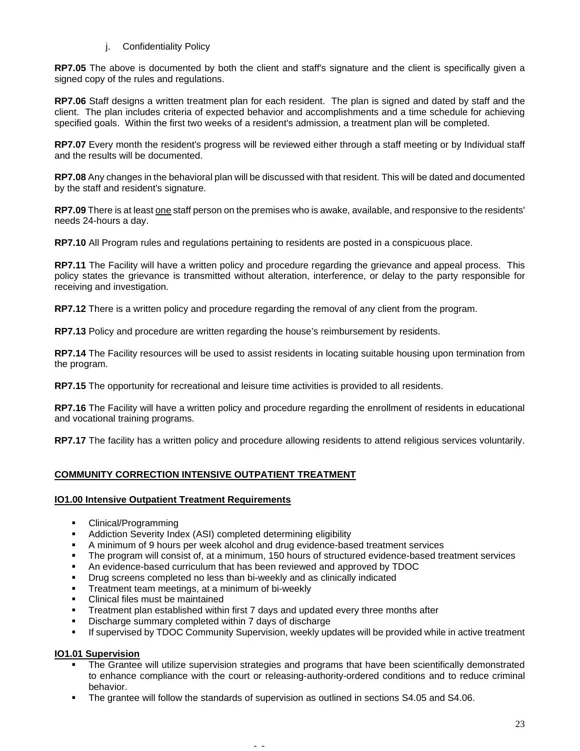j. Confidentiality Policy

**RP7.05** The above is documented by both the client and staff's signature and the client is specifically given a signed copy of the rules and regulations.

**RP7.06** Staff designs a written treatment plan for each resident. The plan is signed and dated by staff and the client. The plan includes criteria of expected behavior and accomplishments and a time schedule for achieving specified goals. Within the first two weeks of a resident's admission, a treatment plan will be completed.

**RP7.07** Every month the resident's progress will be reviewed either through a staff meeting or by Individual staff and the results will be documented.

**RP7.08** Any changes in the behavioral plan will be discussed with that resident. This will be dated and documented by the staff and resident's signature.

**RP7.09** There is at least one staff person on the premises who is awake, available, and responsive to the residents' needs 24-hours a day.

**RP7.10** All Program rules and regulations pertaining to residents are posted in a conspicuous place.

**RP7.11** The Facility will have a written policy and procedure regarding the grievance and appeal process. This policy states the grievance is transmitted without alteration, interference, or delay to the party responsible for receiving and investigation.

**RP7.12** There is a written policy and procedure regarding the removal of any client from the program.

**RP7.13** Policy and procedure are written regarding the house's reimbursement by residents.

**RP7.14** The Facility resources will be used to assist residents in locating suitable housing upon termination from the program.

**RP7.15** The opportunity for recreational and leisure time activities is provided to all residents.

**RP7.16** The Facility will have a written policy and procedure regarding the enrollment of residents in educational and vocational training programs.

**RP7.17** The facility has a written policy and procedure allowing residents to attend religious services voluntarily.

## COMMUNITY CORRECTION INTENSIVE OUTPATIENT TREATMENT

### IO1.00 Intensive Outpatient Treatment Requirements

- Clinical/Programming
- Addiction Severity Index (ASI) completed determining eligibility
- A minimum of 9 hours per week alcohol and drug evidence-based treatment services
- The program will consist of, at a minimum, 150 hours of structured evidence-based treatment services
- An evidence-based curriculum that has been reviewed and approved by TDOC
- Drug screens completed no less than bi-weekly and as clinically indicated
- Treatment team meetings, at a minimum of bi-weekly
- Clinical files must be maintained
- Treatment plan established within first 7 days and updated every three months after
- Discharge summary completed within 7 days of discharge
- If supervised by TDOC Community Supervision, weekly updates will be provided while in active treatment

### IO1.01 Supervision

- The Grantee will utilize supervision strategies and programs that have been scientifically demonstrated to enhance compliance with the court or releasing-authority-ordered conditions and to reduce criminal behavior.
- The grantee will follow the standards of supervision as outlined in sections S4.05 and S4.06.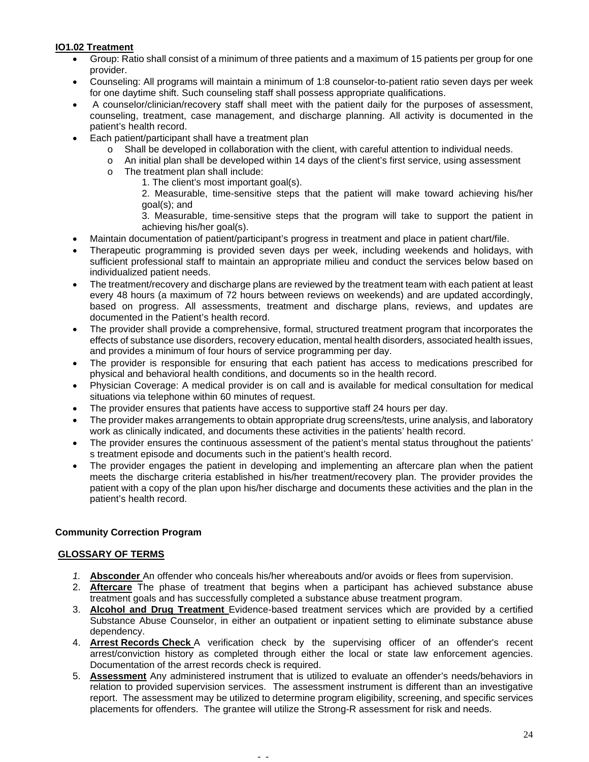**IO1.02 Treatment**

- Group: Ratio shall consist of a minimum of three patients and a maximum of 15 patients per group for one provider.
- Counseling: All programs will maintain a minimum of 1:8 counselor-to-patient ratio seven days per week for one daytime shift. Such counseling staff shall possess appropriate qualifications.
- A counselor/clinician/recovery staff shall meet with the patient daily for the purposes of assessment, counseling, treatment, case management, and discharge planning. All activity is documented in the patient's health record.
- Each patient/participant shall have a treatment plan
    - Shall be developed in collaboration with the client, with careful attention to individual needs.
    - An initial plan shall be developed within 14 days of the client's first service, using assessment
    - The treatment plan shall include:
        1. The client's most important goal(s).
        2. Measurable, time-sensitive steps that the patient will make toward achieving his/her goal(s); and
        3. Measurable, time-sensitive steps that the program will take to support the patient in achieving his/her goal(s).
- Maintain documentation of patient/participant's progress in treatment and place in patient chart/file.
- Therapeutic programming is provided seven days per week, including weekends and holidays, with sufficient professional staff to maintain an appropriate milieu and conduct the services below based on individualized patient needs.
- The treatment/recovery and discharge plans are reviewed by the treatment team with each patient at least every 48 hours (a maximum of 72 hours between reviews on weekends) and are updated accordingly, based on progress. All assessments, treatment and discharge plans, reviews, and updates are documented in the Patient's health record.
- The provider shall provide a comprehensive, formal, structured treatment program that incorporates the effects of substance use disorders, recovery education, mental health disorders, associated health issues, and provides a minimum of four hours of service programming per day.
- The provider is responsible for ensuring that each patient has access to medications prescribed for physical and behavioral health conditions, and documents so in the health record.
- Physician Coverage: A medical provider is on call and is available for medical consultation for medical situations via telephone within 60 minutes of request.
- The provider ensures that patients have access to supportive staff 24 hours per day.
- The provider makes arrangements to obtain appropriate drug screens/tests, urine analysis, and laboratory work as clinically indicated, and documents these activities in the patients' health record.
- The provider ensures the continuous assessment of the patient's mental status throughout the patients' s treatment episode and documents such in the patient's health record.
- The provider engages the patient in developing and implementing an aftercare plan when the patient meets the discharge criteria established in his/her treatment/recovery plan. The provider provides the patient with a copy of the plan upon his/her discharge and documents these activities and the plan in the patient's health record.

**Community Correction Program**

**GLOSSARY OF TERMS**

1. **Absconder** An offender who conceals his/her whereabouts and/or avoids or flees from supervision.
2. **Aftercare** The phase of treatment that begins when a participant has achieved substance abuse treatment goals and has successfully completed a substance abuse treatment program.
3. **Alcohol and Drug Treatment** Evidence-based treatment services which are provided by a certified Substance Abuse Counselor, in either an outpatient or inpatient setting to eliminate substance abuse dependency.
4. **Arrest Records Check** A verification check by the supervising officer of an offender's recent arrest/conviction history as completed through either the local or state law enforcement agencies. Documentation of the arrest records check is required.
5. **Assessment** Any administered instrument that is utilized to evaluate an offender's needs/behaviors in relation to provided supervision services. The assessment instrument is different than an investigative report. The assessment may be utilized to determine program eligibility, screening, and specific services placements for offenders. The grantee will utilize the Strong-R assessment for risk and needs.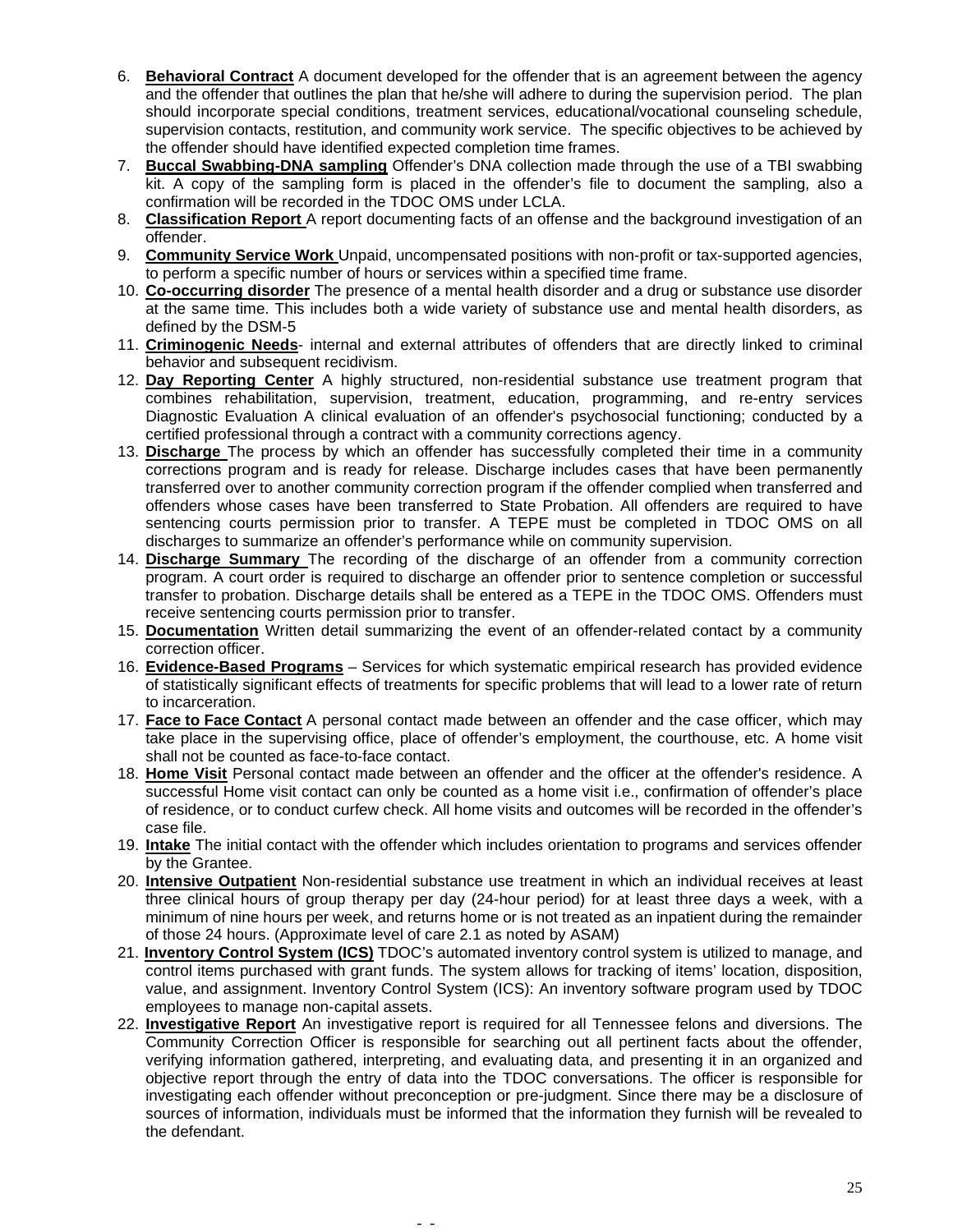6. **Behavioral Contract** A document developed for the offender that is an agreement between the agency and the offender that outlines the plan that he/she will adhere to during the supervision period. The plan should incorporate special conditions, treatment services, educational/vocational counseling schedule, supervision contacts, restitution, and community work service. The specific objectives to be achieved by the offender should have identified expected completion time frames.
7. **Buccal Swabbing-DNA sampling** Offender's DNA collection made through the use of a TBI swabbing kit. A copy of the sampling form is placed in the offender's file to document the sampling, also a confirmation will be recorded in the TDOC OMS under LCLA.
8. **Classification Report** A report documenting facts of an offense and the background investigation of an offender.
9. **Community Service Work** Unpaid, uncompensated positions with non-profit or tax-supported agencies, to perform a specific number of hours or services within a specified time frame.
10. **Co-occurring disorder** The presence of a mental health disorder and a drug or substance use disorder at the same time. This includes both a wide variety of substance use and mental health disorders, as defined by the DSM-5
11. **Criminogenic Needs**- internal and external attributes of offenders that are directly linked to criminal behavior and subsequent recidivism.
12. **Day Reporting Center** A highly structured, non-residential substance use treatment program that combines rehabilitation, supervision, treatment, education, programming, and re-entry services Diagnostic Evaluation A clinical evaluation of an offender's psychosocial functioning; conducted by a certified professional through a contract with a community corrections agency.
13. **Discharge** The process by which an offender has successfully completed their time in a community corrections program and is ready for release. Discharge includes cases that have been permanently transferred over to another community correction program if the offender complied when transferred and offenders whose cases have been transferred to State Probation. All offenders are required to have sentencing courts permission prior to transfer. A TEPE must be completed in TDOC OMS on all discharges to summarize an offender's performance while on community supervision.
14. **Discharge Summary** The recording of the discharge of an offender from a community correction program. A court order is required to discharge an offender prior to sentence completion or successful transfer to probation. Discharge details shall be entered as a TEPE in the TDOC OMS. Offenders must receive sentencing courts permission prior to transfer.
15. **Documentation** Written detail summarizing the event of an offender-related contact by a community correction officer.
16. **Evidence-Based Programs** – Services for which systematic empirical research has provided evidence of statistically significant effects of treatments for specific problems that will lead to a lower rate of return to incarceration.
17. **Face to Face Contact** A personal contact made between an offender and the case officer, which may take place in the supervising office, place of offender's employment, the courthouse, etc. A home visit shall not be counted as face-to-face contact.
18. **Home Visit** Personal contact made between an offender and the officer at the offender's residence. A successful Home visit contact can only be counted as a home visit i.e., confirmation of offender's place of residence, or to conduct curfew check. All home visits and outcomes will be recorded in the offender's case file.
19. **Intake** The initial contact with the offender which includes orientation to programs and services offender by the Grantee.
20. **Intensive Outpatient** Non-residential substance use treatment in which an individual receives at least three clinical hours of group therapy per day (24-hour period) for at least three days a week, with a minimum of nine hours per week, and returns home or is not treated as an inpatient during the remainder of those 24 hours. (Approximate level of care 2.1 as noted by ASAM)
21. **Inventory Control System (ICS)** TDOC's automated inventory control system is utilized to manage, and control items purchased with grant funds. The system allows for tracking of items' location, disposition, value, and assignment. Inventory Control System (ICS): An inventory software program used by TDOC employees to manage non-capital assets.
22. **Investigative Report** An investigative report is required for all Tennessee felons and diversions. The Community Correction Officer is responsible for searching out all pertinent facts about the offender, verifying information gathered, interpreting, and evaluating data, and presenting it in an organized and objective report through the entry of data into the TDOC conversations. The officer is responsible for investigating each offender without preconception or pre-judgment. Since there may be a disclosure of sources of information, individuals must be informed that the information they furnish will be revealed to the defendant.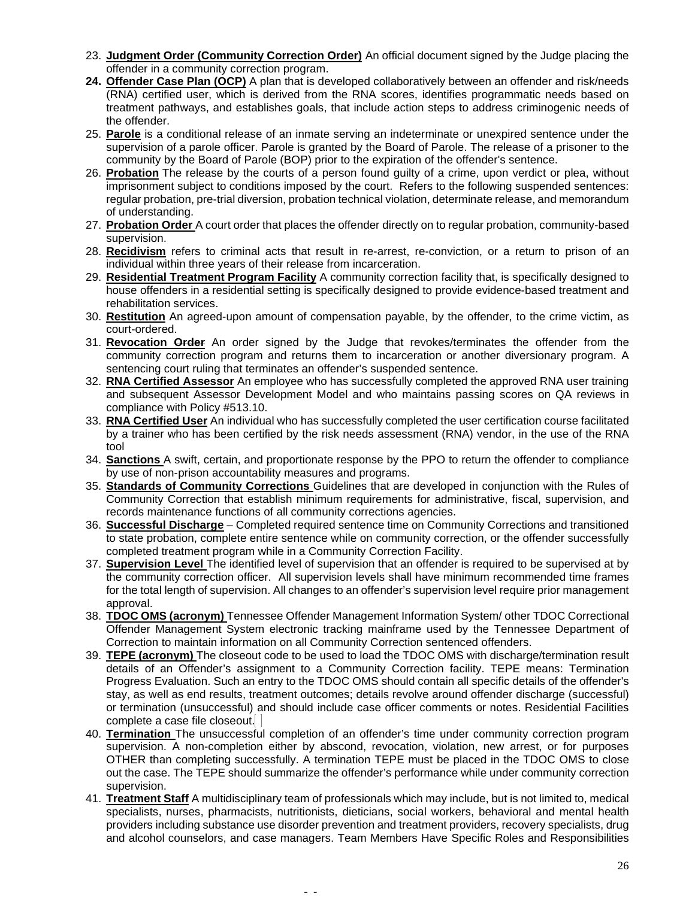23. **Judgment Order (Community Correction Order)** An official document signed by the Judge placing the offender in a community correction program.
24. **Offender Case Plan (OCP)** A plan that is developed collaboratively between an offender and risk/needs (RNA) certified user, which is derived from the RNA scores, identifies programmatic needs based on treatment pathways, and establishes goals, that include action steps to address criminogenic needs of the offender.
25. **Parole** is a conditional release of an inmate serving an indeterminate or unexpired sentence under the supervision of a parole officer. Parole is granted by the Board of Parole. The release of a prisoner to the community by the Board of Parole (BOP) prior to the expiration of the offender's sentence.
26. **Probation** The release by the courts of a person found guilty of a crime, upon verdict or plea, without imprisonment subject to conditions imposed by the court. Refers to the following suspended sentences: regular probation, pre-trial diversion, probation technical violation, determinate release, and memorandum of understanding.
27. **Probation Order** A court order that places the offender directly on to regular probation, community-based supervision.
28. **Recidivism** refers to criminal acts that result in re-arrest, re-conviction, or a return to prison of an individual within three years of their release from incarceration.
29. **Residential Treatment Program Facility** A community correction facility that, is specifically designed to house offenders in a residential setting is specifically designed to provide evidence-based treatment and rehabilitation services.
30. **Restitution** An agreed-upon amount of compensation payable, by the offender, to the crime victim, as court-ordered.
31. **Revocation ~~Order~~** An order signed by the Judge that revokes/terminates the offender from the community correction program and returns them to incarceration or another diversionary program. A sentencing court ruling that terminates an offender's suspended sentence.
32. **RNA Certified Assessor** An employee who has successfully completed the approved RNA user training and subsequent Assessor Development Model and who maintains passing scores on QA reviews in compliance with Policy #513.10.
33. **RNA Certified User** An individual who has successfully completed the user certification course facilitated by a trainer who has been certified by the risk needs assessment (RNA) vendor, in the use of the RNA tool
34. **Sanctions** A swift, certain, and proportionate response by the PPO to return the offender to compliance by use of non-prison accountability measures and programs.
35. **Standards of Community Corrections** Guidelines that are developed in conjunction with the Rules of Community Correction that establish minimum requirements for administrative, fiscal, supervision, and records maintenance functions of all community corrections agencies.
36. **Successful Discharge** – Completed required sentence time on Community Corrections and transitioned to state probation, complete entire sentence while on community correction, or the offender successfully completed treatment program while in a Community Correction Facility.
37. **Supervision Level** The identified level of supervision that an offender is required to be supervised at by the community correction officer. All supervision levels shall have minimum recommended time frames for the total length of supervision. All changes to an offender's supervision level require prior management approval.
38. **TDOC OMS (acronym)** Tennessee Offender Management Information System/ other TDOC Correctional Offender Management System electronic tracking mainframe used by the Tennessee Department of Correction to maintain information on all Community Correction sentenced offenders.
39. **TEPE (acronym)** The closeout code to be used to load the TDOC OMS with discharge/termination result details of an Offender's assignment to a Community Correction facility. TEPE means: Termination Progress Evaluation. Such an entry to the TDOC OMS should contain all specific details of the offender's stay, as well as end results, treatment outcomes; details revolve around offender discharge (successful) or termination (unsuccessful) and should include case officer comments or notes. Residential Facilities complete a case file closeout.
40. **Termination** The unsuccessful completion of an offender's time under community correction program supervision. A non-completion either by abscond, revocation, violation, new arrest, or for purposes OTHER than completing successfully. A termination TEPE must be placed in the TDOC OMS to close out the case. The TEPE should summarize the offender's performance while under community correction supervision.
41. **Treatment Staff** A multidisciplinary team of professionals which may include, but is not limited to, medical specialists, nurses, pharmacists, nutritionists, dieticians, social workers, behavioral and mental health providers including substance use disorder prevention and treatment providers, recovery specialists, drug and alcohol counselors, and case managers. Team Members Have Specific Roles and Responsibilities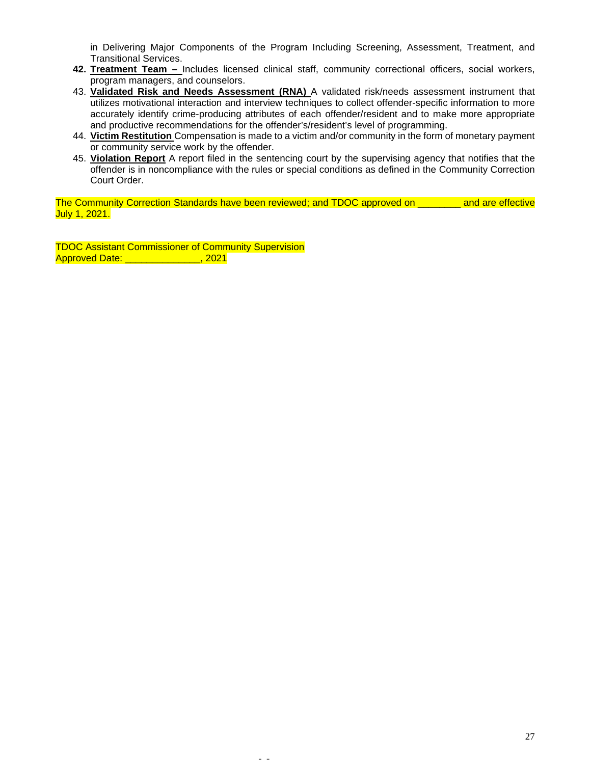in Delivering Major Components of the Program Including Screening, Assessment, Treatment, and Transitional Services.

42. **Treatment Team –** Includes licensed clinical staff, community correctional officers, social workers, program managers, and counselors.
43. **Validated Risk and Needs Assessment (RNA)** A validated risk/needs assessment instrument that utilizes motivational interaction and interview techniques to collect offender-specific information to more accurately identify crime-producing attributes of each offender/resident and to make more appropriate and productive recommendations for the offender's/resident's level of programming.
44. **Victim Restitution** Compensation is made to a victim and/or community in the form of monetary payment or community service work by the offender.
45. **Violation Report** A report filed in the sentencing court by the supervising agency that notifies that the offender is in noncompliance with the rules or special conditions as defined in the Community Correction Court Order.

The Community Correction Standards have been reviewed; and TDOC approved on ________ and are effective July 1, 2021.

TDOC Assistant Commissioner of Community Supervision
Approved Date: ______________, 2021